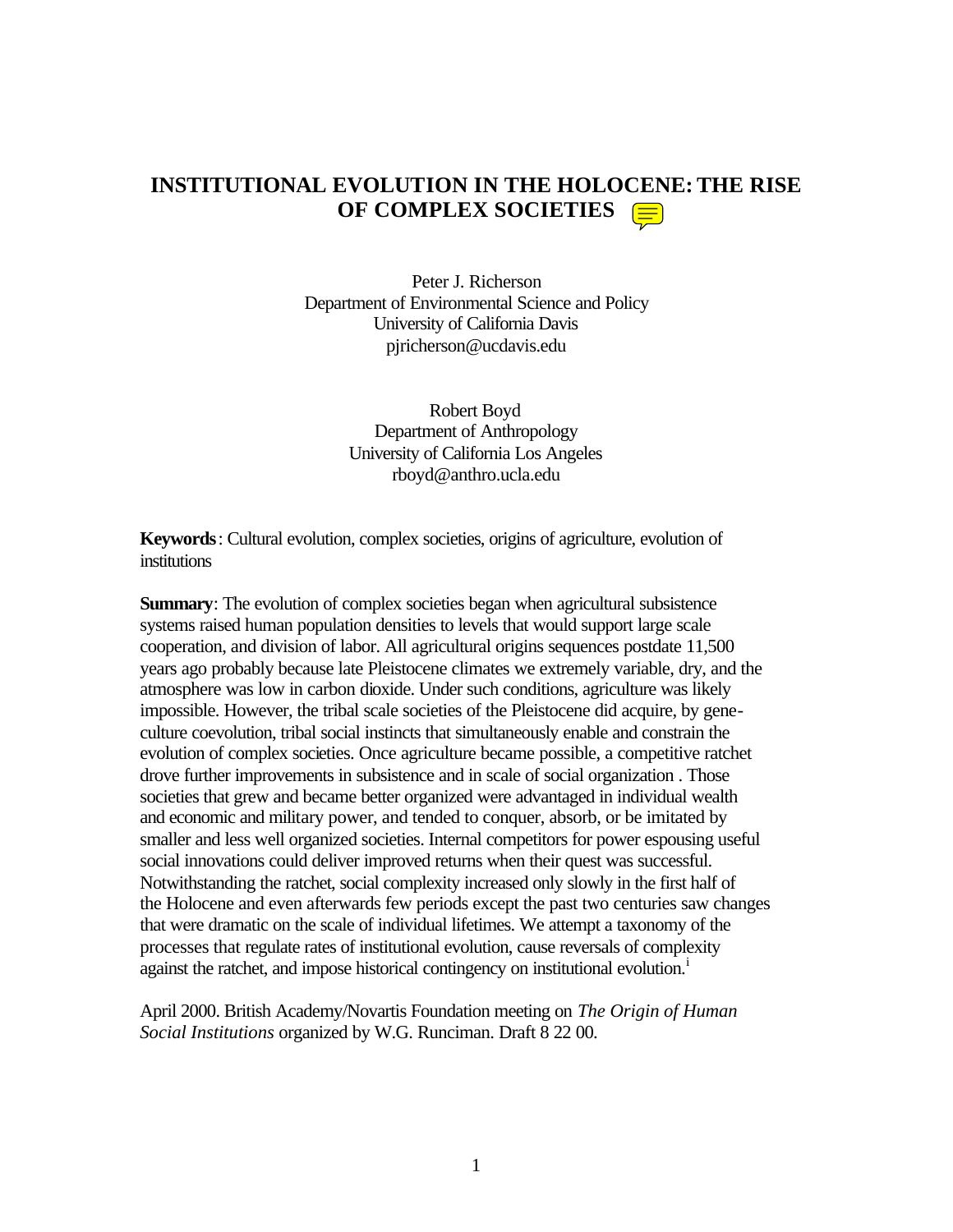# INSTITUTIONAL EVOLUTION IN THE HOLOCENE: THE RISE OF COMPLEX SOCIETIES

Peter J. Richerson
Department of Environmental Science and Policy
University of California Davis
pjricherson@ucdavis.edu

Robert Boyd
Department of Anthropology
University of California Los Angeles
rboyd@anthro.ucla.edu

**Keywords**: Cultural evolution, complex societies, origins of agriculture, evolution of institutions

**Summary**: The evolution of complex societies began when agricultural subsistence systems raised human population densities to levels that would support large scale cooperation, and division of labor. All agricultural origins sequences postdate 11,500 years ago probably because late Pleistocene climates we extremely variable, dry, and the atmosphere was low in carbon dioxide. Under such conditions, agriculture was likely impossible. However, the tribal scale societies of the Pleistocene did acquire, by gene-culture coevolution, tribal social instincts that simultaneously enable and constrain the evolution of complex societies. Once agriculture became possible, a competitive ratchet drove further improvements in subsistence and in scale of social organization . Those societies that grew and became better organized were advantaged in individual wealth and economic and military power, and tended to conquer, absorb, or be imitated by smaller and less well organized societies. Internal competitors for power espousing useful social innovations could deliver improved returns when their quest was successful. Notwithstanding the ratchet, social complexity increased only slowly in the first half of the Holocene and even afterwards few periods except the past two centuries saw changes that were dramatic on the scale of individual lifetimes. We attempt a taxonomy of the processes that regulate rates of institutional evolution, cause reversals of complexity against the ratchet, and impose historical contingency on institutional evolution.[i]

April 2000. British Academy/Novartis Foundation meeting on *The Origin of Human Social Institutions* organized by W.G. Runciman. Draft 8 22 00.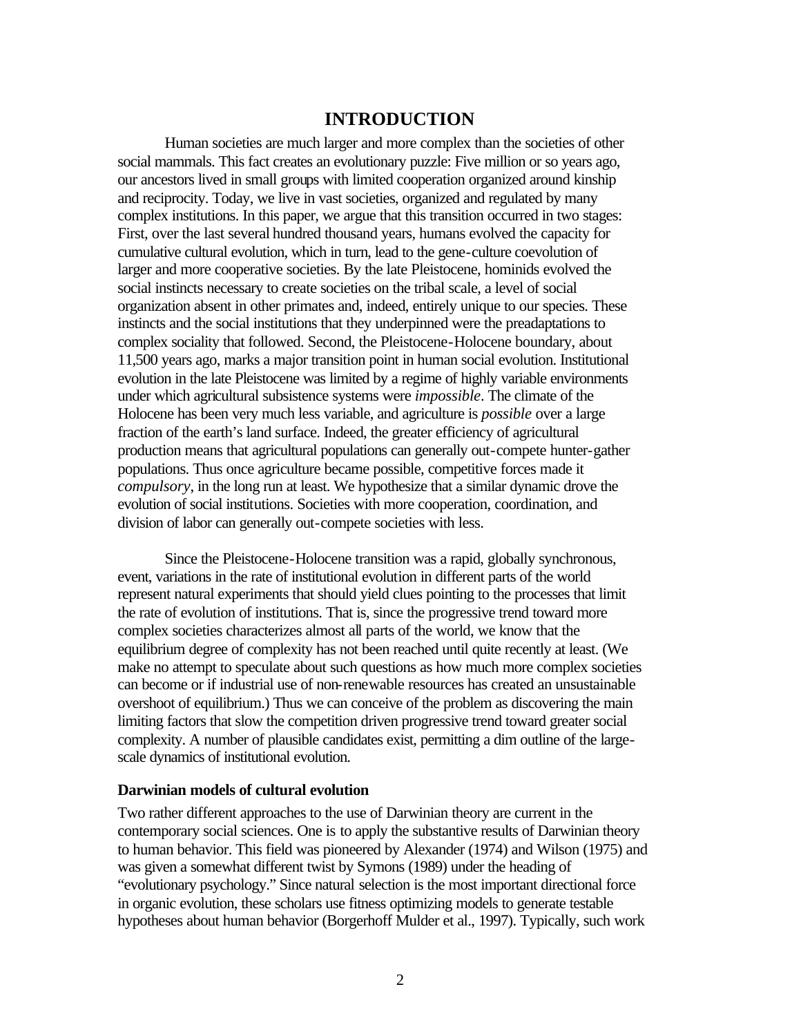# INTRODUCTION

Human societies are much larger and more complex than the societies of other social mammals. This fact creates an evolutionary puzzle: Five million or so years ago, our ancestors lived in small groups with limited cooperation organized around kinship and reciprocity. Today, we live in vast societies, organized and regulated by many complex institutions. In this paper, we argue that this transition occurred in two stages: First, over the last several hundred thousand years, humans evolved the capacity for cumulative cultural evolution, which in turn, lead to the gene-culture coevolution of larger and more cooperative societies. By the late Pleistocene, hominids evolved the social instincts necessary to create societies on the tribal scale, a level of social organization absent in other primates and, indeed, entirely unique to our species. These instincts and the social institutions that they underpinned were the preadaptations to complex sociality that followed. Second, the Pleistocene-Holocene boundary, about 11,500 years ago, marks a major transition point in human social evolution. Institutional evolution in the late Pleistocene was limited by a regime of highly variable environments under which agricultural subsistence systems were *impossible*. The climate of the Holocene has been very much less variable, and agriculture is *possible* over a large fraction of the earth's land surface. Indeed, the greater efficiency of agricultural production means that agricultural populations can generally out-compete hunter-gather populations. Thus once agriculture became possible, competitive forces made it *compulsory*, in the long run at least. We hypothesize that a similar dynamic drove the evolution of social institutions. Societies with more cooperation, coordination, and division of labor can generally out-compete societies with less.

Since the Pleistocene-Holocene transition was a rapid, globally synchronous, event, variations in the rate of institutional evolution in different parts of the world represent natural experiments that should yield clues pointing to the processes that limit the rate of evolution of institutions. That is, since the progressive trend toward more complex societies characterizes almost all parts of the world, we know that the equilibrium degree of complexity has not been reached until quite recently at least. (We make no attempt to speculate about such questions as how much more complex societies can become or if industrial use of non-renewable resources has created an unsustainable overshoot of equilibrium.) Thus we can conceive of the problem as discovering the main limiting factors that slow the competition driven progressive trend toward greater social complexity. A number of plausible candidates exist, permitting a dim outline of the large-scale dynamics of institutional evolution.

### Darwinian models of cultural evolution

Two rather different approaches to the use of Darwinian theory are current in the contemporary social sciences. One is to apply the substantive results of Darwinian theory to human behavior. This field was pioneered by Alexander (1974) and Wilson (1975) and was given a somewhat different twist by Symons (1989) under the heading of "evolutionary psychology." Since natural selection is the most important directional force in organic evolution, these scholars use fitness optimizing models to generate testable hypotheses about human behavior (Borgerhoff Mulder et al., 1997). Typically, such work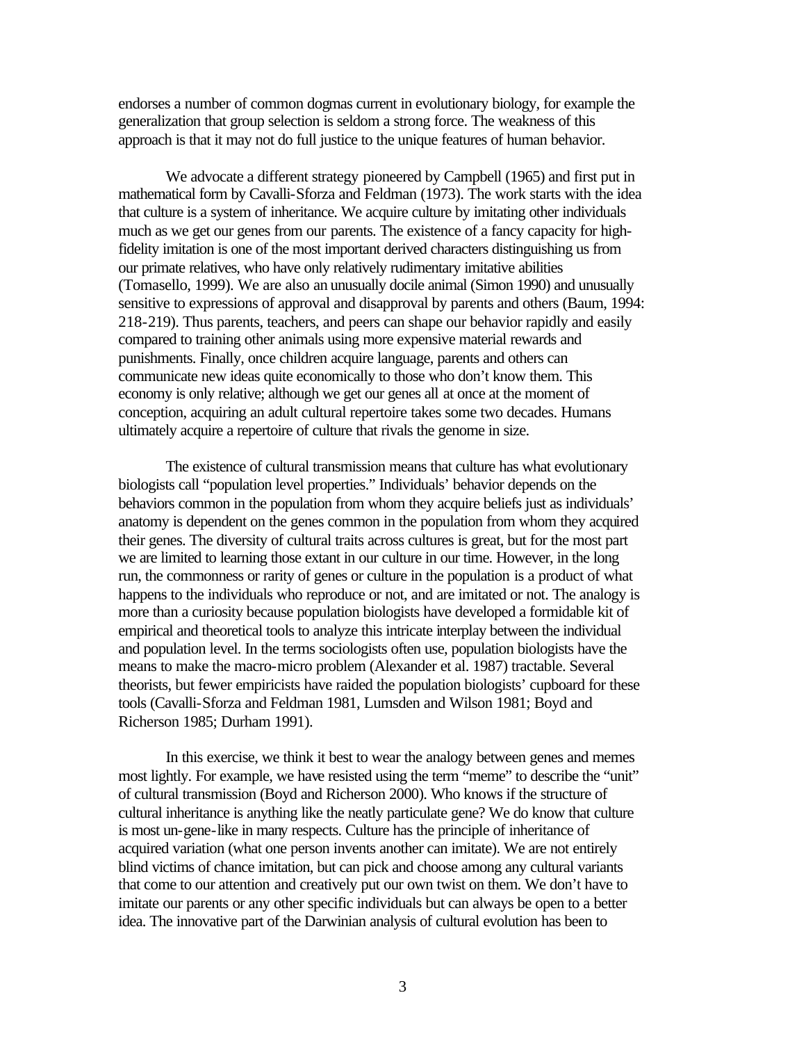endorses a number of common dogmas current in evolutionary biology, for example the generalization that group selection is seldom a strong force. The weakness of this approach is that it may not do full justice to the unique features of human behavior.

We advocate a different strategy pioneered by Campbell (1965) and first put in mathematical form by Cavalli-Sforza and Feldman (1973). The work starts with the idea that culture is a system of inheritance. We acquire culture by imitating other individuals much as we get our genes from our parents. The existence of a fancy capacity for high-fidelity imitation is one of the most important derived characters distinguishing us from our primate relatives, who have only relatively rudimentary imitative abilities (Tomasello, 1999). We are also an unusually docile animal (Simon 1990) and unusually sensitive to expressions of approval and disapproval by parents and others (Baum, 1994: 218-219). Thus parents, teachers, and peers can shape our behavior rapidly and easily compared to training other animals using more expensive material rewards and punishments. Finally, once children acquire language, parents and others can communicate new ideas quite economically to those who don't know them. This economy is only relative; although we get our genes all at once at the moment of conception, acquiring an adult cultural repertoire takes some two decades. Humans ultimately acquire a repertoire of culture that rivals the genome in size.

The existence of cultural transmission means that culture has what evolutionary biologists call "population level properties." Individuals' behavior depends on the behaviors common in the population from whom they acquire beliefs just as individuals' anatomy is dependent on the genes common in the population from whom they acquired their genes. The diversity of cultural traits across cultures is great, but for the most part we are limited to learning those extant in our culture in our time. However, in the long run, the commonness or rarity of genes or culture in the population is a product of what happens to the individuals who reproduce or not, and are imitated or not. The analogy is more than a curiosity because population biologists have developed a formidable kit of empirical and theoretical tools to analyze this intricate interplay between the individual and population level. In the terms sociologists often use, population biologists have the means to make the macro-micro problem (Alexander et al. 1987) tractable. Several theorists, but fewer empiricists have raided the population biologists' cupboard for these tools (Cavalli-Sforza and Feldman 1981, Lumsden and Wilson 1981; Boyd and Richerson 1985; Durham 1991).

In this exercise, we think it best to wear the analogy between genes and memes most lightly. For example, we have resisted using the term "meme" to describe the "unit" of cultural transmission (Boyd and Richerson 2000). Who knows if the structure of cultural inheritance is anything like the neatly particulate gene? We do know that culture is most un-gene-like in many respects. Culture has the principle of inheritance of acquired variation (what one person invents another can imitate). We are not entirely blind victims of chance imitation, but can pick and choose among any cultural variants that come to our attention and creatively put our own twist on them. We don't have to imitate our parents or any other specific individuals but can always be open to a better idea. The innovative part of the Darwinian analysis of cultural evolution has been to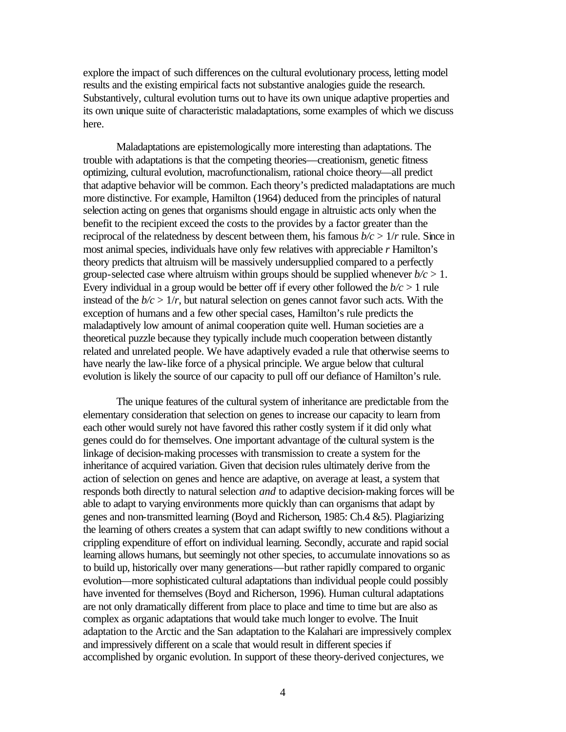explore the impact of such differences on the cultural evolutionary process, letting model results and the existing empirical facts not substantive analogies guide the research. Substantively, cultural evolution turns out to have its own unique adaptive properties and its own unique suite of characteristic maladaptations, some examples of which we discuss here.

Maladaptations are epistemologically more interesting than adaptations. The trouble with adaptations is that the competing theories—creationism, genetic fitness optimizing, cultural evolution, macrofunctionalism, rational choice theory—all predict that adaptive behavior will be common. Each theory's predicted maladaptations are much more distinctive. For example, Hamilton (1964) deduced from the principles of natural selection acting on genes that organisms should engage in altruistic acts only when the benefit to the recipient exceed the costs to the provides by a factor greater than the reciprocal of the relatedness by descent between them, his famous $b/c > 1/r$ rule. Since in most animal species, individuals have only few relatives with appreciable $r$ Hamilton's theory predicts that altruism will be massively undersupplied compared to a perfectly group-selected case where altruism within groups should be supplied whenever $b/c > 1$. Every individual in a group would be better off if every other followed the $b/c > 1$ rule instead of the $b/c > 1/r$, but natural selection on genes cannot favor such acts. With the exception of humans and a few other special cases, Hamilton's rule predicts the maladaptively low amount of animal cooperation quite well. Human societies are a theoretical puzzle because they typically include much cooperation between distantly related and unrelated people. We have adaptively evaded a rule that otherwise seems to have nearly the law-like force of a physical principle. We argue below that cultural evolution is likely the source of our capacity to pull off our defiance of Hamilton's rule.

The unique features of the cultural system of inheritance are predictable from the elementary consideration that selection on genes to increase our capacity to learn from each other would surely not have favored this rather costly system if it did only what genes could do for themselves. One important advantage of the cultural system is the linkage of decision-making processes with transmission to create a system for the inheritance of acquired variation. Given that decision rules ultimately derive from the action of selection on genes and hence are adaptive, on average at least, a system that responds both directly to natural selection *and* to adaptive decision-making forces will be able to adapt to varying environments more quickly than can organisms that adapt by genes and non-transmitted learning (Boyd and Richerson, 1985: Ch.4 &5). Plagiarizing the learning of others creates a system that can adapt swiftly to new conditions without a crippling expenditure of effort on individual learning. Secondly, accurate and rapid social learning allows humans, but seemingly not other species, to accumulate innovations so as to build up, historically over many generations—but rather rapidly compared to organic evolution—more sophisticated cultural adaptations than individual people could possibly have invented for themselves (Boyd and Richerson, 1996). Human cultural adaptations are not only dramatically different from place to place and time to time but are also as complex as organic adaptations that would take much longer to evolve. The Inuit adaptation to the Arctic and the San adaptation to the Kalahari are impressively complex and impressively different on a scale that would result in different species if accomplished by organic evolution. In support of these theory-derived conjectures, we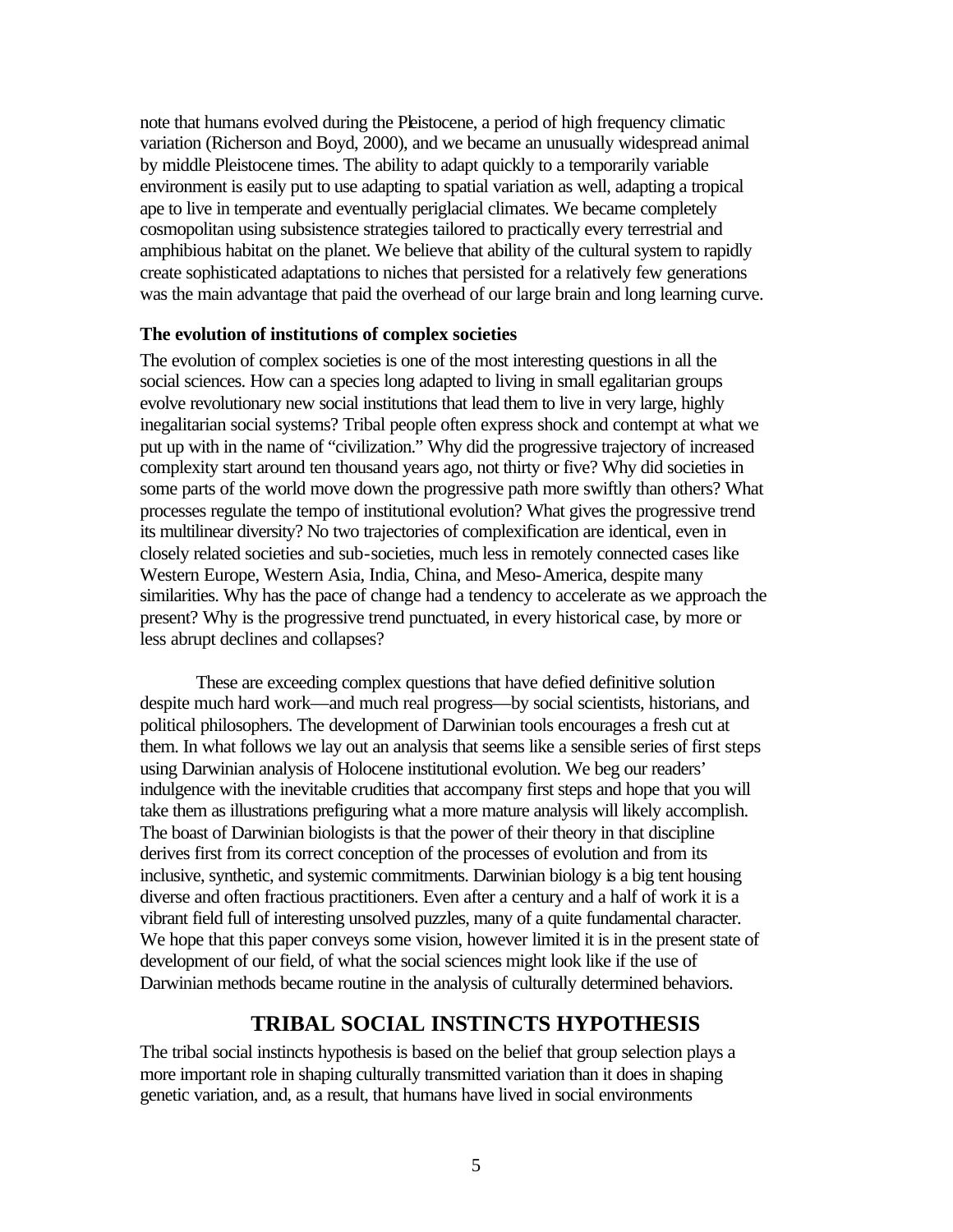note that humans evolved during the Pleistocene, a period of high frequency climatic variation (Richerson and Boyd, 2000), and we became an unusually widespread animal by middle Pleistocene times. The ability to adapt quickly to a temporarily variable environment is easily put to use adapting to spatial variation as well, adapting a tropical ape to live in temperate and eventually periglacial climates. We became completely cosmopolitan using subsistence strategies tailored to practically every terrestrial and amphibious habitat on the planet. We believe that ability of the cultural system to rapidly create sophisticated adaptations to niches that persisted for a relatively few generations was the main advantage that paid the overhead of our large brain and long learning curve.

### The evolution of institutions of complex societies

The evolution of complex societies is one of the most interesting questions in all the social sciences. How can a species long adapted to living in small egalitarian groups evolve revolutionary new social institutions that lead them to live in very large, highly inegalitarian social systems? Tribal people often express shock and contempt at what we put up with in the name of "civilization." Why did the progressive trajectory of increased complexity start around ten thousand years ago, not thirty or five? Why did societies in some parts of the world move down the progressive path more swiftly than others? What processes regulate the tempo of institutional evolution? What gives the progressive trend its multilinear diversity? No two trajectories of complexification are identical, even in closely related societies and sub-societies, much less in remotely connected cases like Western Europe, Western Asia, India, China, and Meso-America, despite many similarities. Why has the pace of change had a tendency to accelerate as we approach the present? Why is the progressive trend punctuated, in every historical case, by more or less abrupt declines and collapses?

These are exceeding complex questions that have defied definitive solution despite much hard work—and much real progress—by social scientists, historians, and political philosophers. The development of Darwinian tools encourages a fresh cut at them. In what follows we lay out an analysis that seems like a sensible series of first steps using Darwinian analysis of Holocene institutional evolution. We beg our readers' indulgence with the inevitable crudities that accompany first steps and hope that you will take them as illustrations prefiguring what a more mature analysis will likely accomplish. The boast of Darwinian biologists is that the power of their theory in that discipline derives first from its correct conception of the processes of evolution and from its inclusive, synthetic, and systemic commitments. Darwinian biology is a big tent housing diverse and often fractious practitioners. Even after a century and a half of work it is a vibrant field full of interesting unsolved puzzles, many of a quite fundamental character. We hope that this paper conveys some vision, however limited it is in the present state of development of our field, of what the social sciences might look like if the use of Darwinian methods became routine in the analysis of culturally determined behaviors.

## TRIBAL SOCIAL INSTINCTS HYPOTHESIS

The tribal social instincts hypothesis is based on the belief that group selection plays a more important role in shaping culturally transmitted variation than it does in shaping genetic variation, and, as a result, that humans have lived in social environments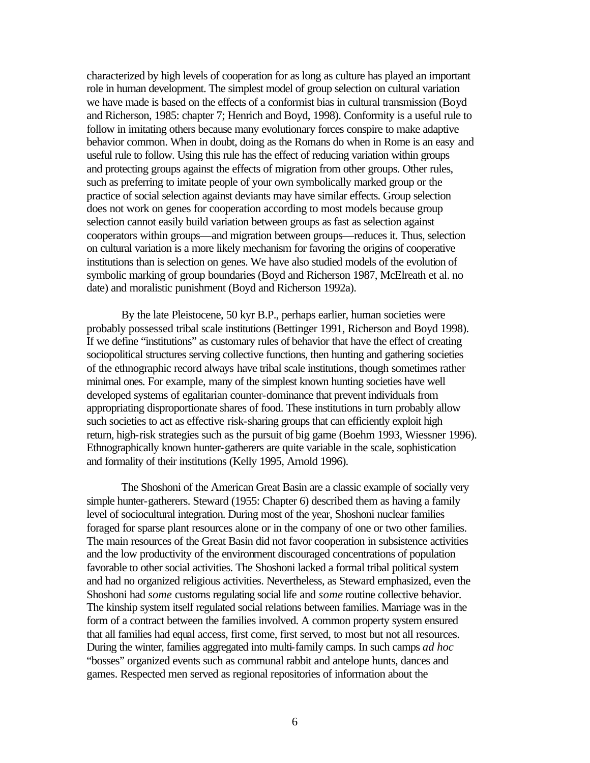characterized by high levels of cooperation for as long as culture has played an important role in human development. The simplest model of group selection on cultural variation we have made is based on the effects of a conformist bias in cultural transmission (Boyd and Richerson, 1985: chapter 7; Henrich and Boyd, 1998). Conformity is a useful rule to follow in imitating others because many evolutionary forces conspire to make adaptive behavior common. When in doubt, doing as the Romans do when in Rome is an easy and useful rule to follow. Using this rule has the effect of reducing variation within groups and protecting groups against the effects of migration from other groups. Other rules, such as preferring to imitate people of your own symbolically marked group or the practice of social selection against deviants may have similar effects. Group selection does not work on genes for cooperation according to most models because group selection cannot easily build variation between groups as fast as selection against cooperators within groups—and migration between groups—reduces it. Thus, selection on cultural variation is a more likely mechanism for favoring the origins of cooperative institutions than is selection on genes. We have also studied models of the evolution of symbolic marking of group boundaries (Boyd and Richerson 1987, McElreath et al. no date) and moralistic punishment (Boyd and Richerson 1992a).

By the late Pleistocene, 50 kyr B.P., perhaps earlier, human societies were probably possessed tribal scale institutions (Bettinger 1991, Richerson and Boyd 1998). If we define "institutions" as customary rules of behavior that have the effect of creating sociopolitical structures serving collective functions, then hunting and gathering societies of the ethnographic record always have tribal scale institutions, though sometimes rather minimal ones. For example, many of the simplest known hunting societies have well developed systems of egalitarian counter-dominance that prevent individuals from appropriating disproportionate shares of food. These institutions in turn probably allow such societies to act as effective risk-sharing groups that can efficiently exploit high return, high-risk strategies such as the pursuit of big game (Boehm 1993, Wiessner 1996). Ethnographically known hunter-gatherers are quite variable in the scale, sophistication and formality of their institutions (Kelly 1995, Arnold 1996).

The Shoshoni of the American Great Basin are a classic example of socially very simple hunter-gatherers. Steward (1955: Chapter 6) described them as having a family level of sociocultural integration. During most of the year, Shoshoni nuclear families foraged for sparse plant resources alone or in the company of one or two other families. The main resources of the Great Basin did not favor cooperation in subsistence activities and the low productivity of the environment discouraged concentrations of population favorable to other social activities. The Shoshoni lacked a formal tribal political system and had no organized religious activities. Nevertheless, as Steward emphasized, even the Shoshoni had *some* customs regulating social life and *some* routine collective behavior. The kinship system itself regulated social relations between families. Marriage was in the form of a contract between the families involved. A common property system ensured that all families had equal access, first come, first served, to most but not all resources. During the winter, families aggregated into multi-family camps. In such camps *ad hoc* "bosses" organized events such as communal rabbit and antelope hunts, dances and games. Respected men served as regional repositories of information about the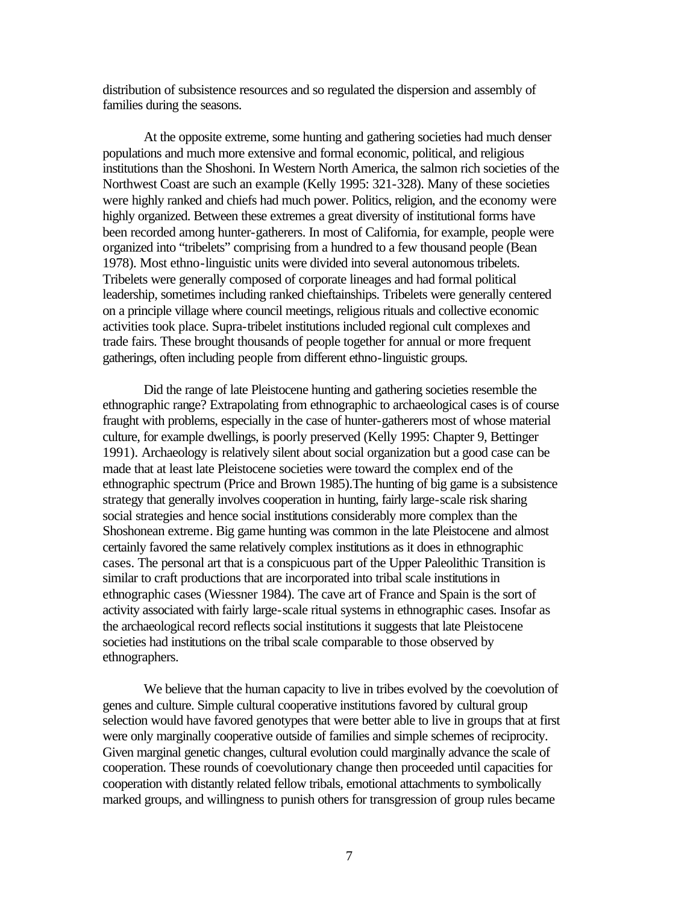distribution of subsistence resources and so regulated the dispersion and assembly of families during the seasons.

At the opposite extreme, some hunting and gathering societies had much denser populations and much more extensive and formal economic, political, and religious institutions than the Shoshoni. In Western North America, the salmon rich societies of the Northwest Coast are such an example (Kelly 1995: 321-328). Many of these societies were highly ranked and chiefs had much power. Politics, religion, and the economy were highly organized. Between these extremes a great diversity of institutional forms have been recorded among hunter-gatherers. In most of California, for example, people were organized into "tribelets" comprising from a hundred to a few thousand people (Bean 1978). Most ethno-linguistic units were divided into several autonomous tribelets. Tribelets were generally composed of corporate lineages and had formal political leadership, sometimes including ranked chieftainships. Tribelets were generally centered on a principle village where council meetings, religious rituals and collective economic activities took place. Supra-tribelet institutions included regional cult complexes and trade fairs. These brought thousands of people together for annual or more frequent gatherings, often including people from different ethno-linguistic groups.

Did the range of late Pleistocene hunting and gathering societies resemble the ethnographic range? Extrapolating from ethnographic to archaeological cases is of course fraught with problems, especially in the case of hunter-gatherers most of whose material culture, for example dwellings, is poorly preserved (Kelly 1995: Chapter 9, Bettinger 1991). Archaeology is relatively silent about social organization but a good case can be made that at least late Pleistocene societies were toward the complex end of the ethnographic spectrum (Price and Brown 1985).The hunting of big game is a subsistence strategy that generally involves cooperation in hunting, fairly large-scale risk sharing social strategies and hence social institutions considerably more complex than the Shoshonean extreme. Big game hunting was common in the late Pleistocene and almost certainly favored the same relatively complex institutions as it does in ethnographic cases. The personal art that is a conspicuous part of the Upper Paleolithic Transition is similar to craft productions that are incorporated into tribal scale institutions in ethnographic cases (Wiessner 1984). The cave art of France and Spain is the sort of activity associated with fairly large-scale ritual systems in ethnographic cases. Insofar as the archaeological record reflects social institutions it suggests that late Pleistocene societies had institutions on the tribal scale comparable to those observed by ethnographers.

We believe that the human capacity to live in tribes evolved by the coevolution of genes and culture. Simple cultural cooperative institutions favored by cultural group selection would have favored genotypes that were better able to live in groups that at first were only marginally cooperative outside of families and simple schemes of reciprocity. Given marginal genetic changes, cultural evolution could marginally advance the scale of cooperation. These rounds of coevolutionary change then proceeded until capacities for cooperation with distantly related fellow tribals, emotional attachments to symbolically marked groups, and willingness to punish others for transgression of group rules became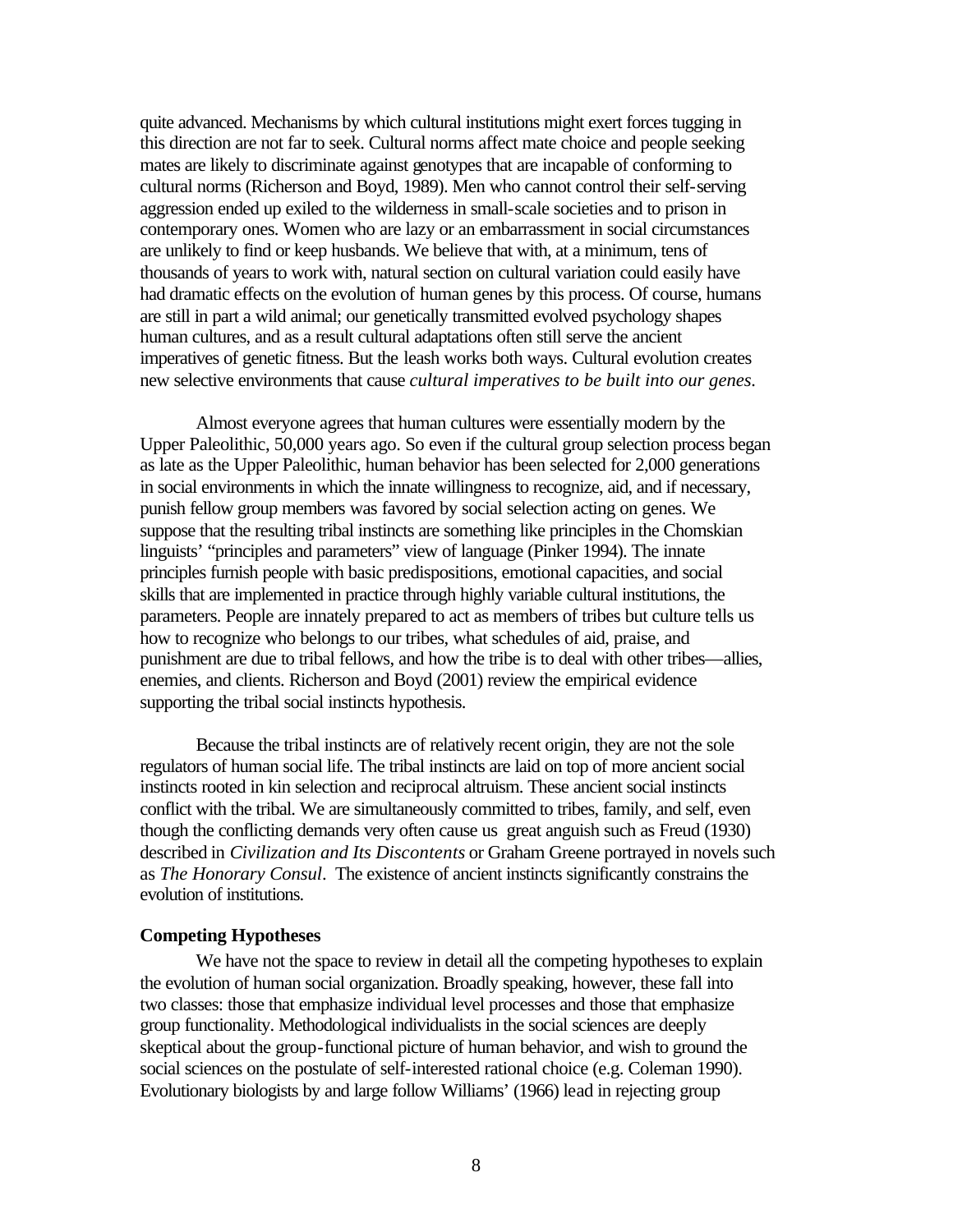quite advanced. Mechanisms by which cultural institutions might exert forces tugging in this direction are not far to seek. Cultural norms affect mate choice and people seeking mates are likely to discriminate against genotypes that are incapable of conforming to cultural norms (Richerson and Boyd, 1989). Men who cannot control their self-serving aggression ended up exiled to the wilderness in small-scale societies and to prison in contemporary ones. Women who are lazy or an embarrassment in social circumstances are unlikely to find or keep husbands. We believe that with, at a minimum, tens of thousands of years to work with, natural section on cultural variation could easily have had dramatic effects on the evolution of human genes by this process. Of course, humans are still in part a wild animal; our genetically transmitted evolved psychology shapes human cultures, and as a result cultural adaptations often still serve the ancient imperatives of genetic fitness. But the leash works both ways. Cultural evolution creates new selective environments that cause *cultural imperatives to be built into our genes*.

Almost everyone agrees that human cultures were essentially modern by the Upper Paleolithic, 50,000 years ago. So even if the cultural group selection process began as late as the Upper Paleolithic, human behavior has been selected for 2,000 generations in social environments in which the innate willingness to recognize, aid, and if necessary, punish fellow group members was favored by social selection acting on genes. We suppose that the resulting tribal instincts are something like principles in the Chomskian linguists' "principles and parameters" view of language (Pinker 1994). The innate principles furnish people with basic predispositions, emotional capacities, and social skills that are implemented in practice through highly variable cultural institutions, the parameters. People are innately prepared to act as members of tribes but culture tells us how to recognize who belongs to our tribes, what schedules of aid, praise, and punishment are due to tribal fellows, and how the tribe is to deal with other tribes—allies, enemies, and clients. Richerson and Boyd (2001) review the empirical evidence supporting the tribal social instincts hypothesis.

Because the tribal instincts are of relatively recent origin, they are not the sole regulators of human social life. The tribal instincts are laid on top of more ancient social instincts rooted in kin selection and reciprocal altruism. These ancient social instincts conflict with the tribal. We are simultaneously committed to tribes, family, and self, even though the conflicting demands very often cause us great anguish such as Freud (1930) described in *Civilization and Its Discontents* or Graham Greene portrayed in novels such as *The Honorary Consul*. The existence of ancient instincts significantly constrains the evolution of institutions.

**Competing Hypotheses**

We have not the space to review in detail all the competing hypotheses to explain the evolution of human social organization. Broadly speaking, however, these fall into two classes: those that emphasize individual level processes and those that emphasize group functionality. Methodological individualists in the social sciences are deeply skeptical about the group-functional picture of human behavior, and wish to ground the social sciences on the postulate of self-interested rational choice (e.g. Coleman 1990). Evolutionary biologists by and large follow Williams' (1966) lead in rejecting group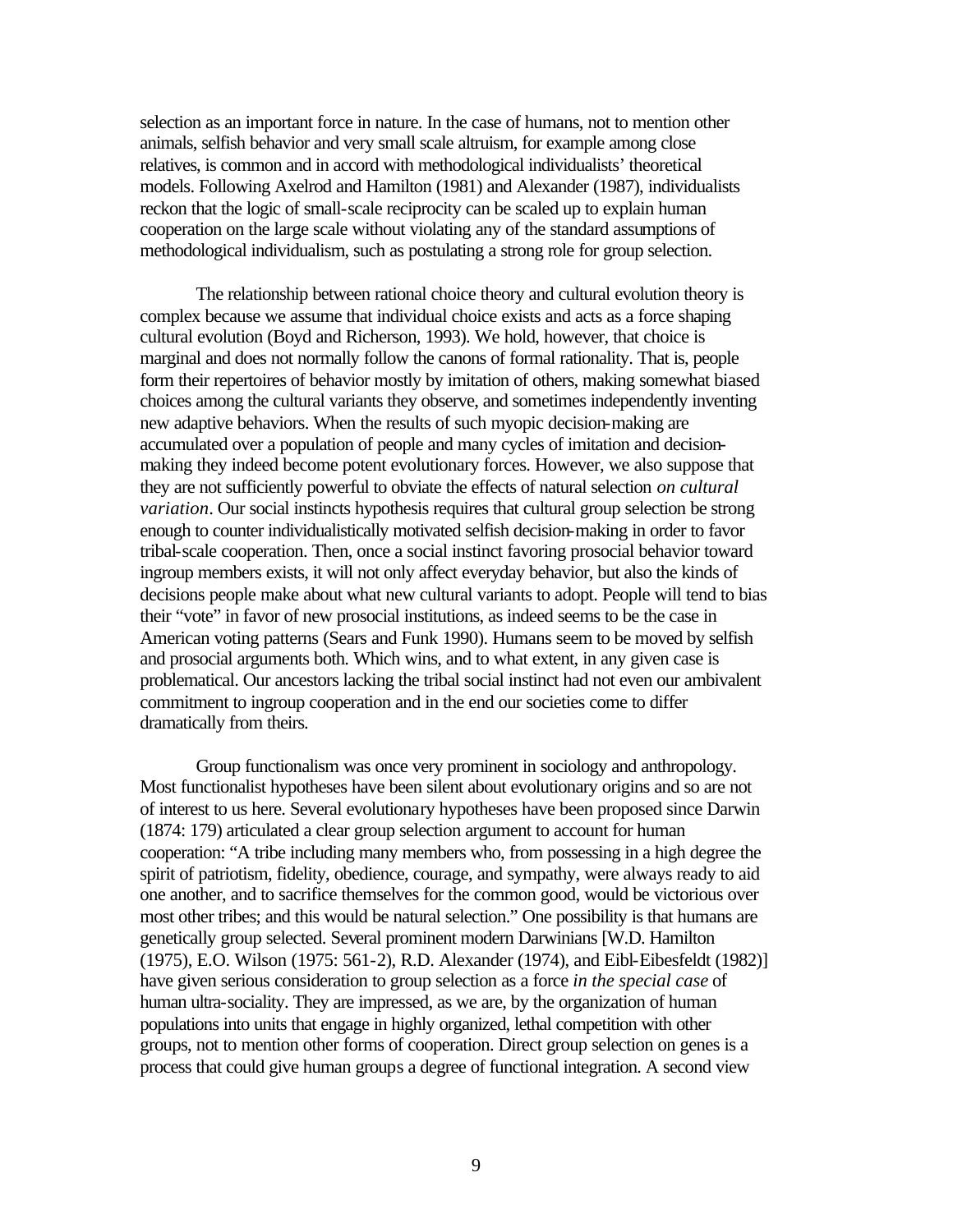selection as an important force in nature. In the case of humans, not to mention other animals, selfish behavior and very small scale altruism, for example among close relatives, is common and in accord with methodological individualists' theoretical models. Following Axelrod and Hamilton (1981) and Alexander (1987), individualists reckon that the logic of small-scale reciprocity can be scaled up to explain human cooperation on the large scale without violating any of the standard assumptions of methodological individualism, such as postulating a strong role for group selection.

The relationship between rational choice theory and cultural evolution theory is complex because we assume that individual choice exists and acts as a force shaping cultural evolution (Boyd and Richerson, 1993). We hold, however, that choice is marginal and does not normally follow the canons of formal rationality. That is, people form their repertoires of behavior mostly by imitation of others, making somewhat biased choices among the cultural variants they observe, and sometimes independently inventing new adaptive behaviors. When the results of such myopic decision-making are accumulated over a population of people and many cycles of imitation and decision-making they indeed become potent evolutionary forces. However, we also suppose that they are not sufficiently powerful to obviate the effects of natural selection *on cultural variation*. Our social instincts hypothesis requires that cultural group selection be strong enough to counter individualistically motivated selfish decision-making in order to favor tribal-scale cooperation. Then, once a social instinct favoring prosocial behavior toward ingroup members exists, it will not only affect everyday behavior, but also the kinds of decisions people make about what new cultural variants to adopt. People will tend to bias their "vote" in favor of new prosocial institutions, as indeed seems to be the case in American voting patterns (Sears and Funk 1990). Humans seem to be moved by selfish and prosocial arguments both. Which wins, and to what extent, in any given case is problematical. Our ancestors lacking the tribal social instinct had not even our ambivalent commitment to ingroup cooperation and in the end our societies come to differ dramatically from theirs.

Group functionalism was once very prominent in sociology and anthropology. Most functionalist hypotheses have been silent about evolutionary origins and so are not of interest to us here. Several evolutionary hypotheses have been proposed since Darwin (1874: 179) articulated a clear group selection argument to account for human cooperation: "A tribe including many members who, from possessing in a high degree the spirit of patriotism, fidelity, obedience, courage, and sympathy, were always ready to aid one another, and to sacrifice themselves for the common good, would be victorious over most other tribes; and this would be natural selection." One possibility is that humans are genetically group selected. Several prominent modern Darwinians [W.D. Hamilton (1975), E.O. Wilson (1975: 561-2), R.D. Alexander (1974), and Eibl-Eibesfeldt (1982)] have given serious consideration to group selection as a force *in the special case* of human ultra-sociality. They are impressed, as we are, by the organization of human populations into units that engage in highly organized, lethal competition with other groups, not to mention other forms of cooperation. Direct group selection on genes is a process that could give human groups a degree of functional integration. A second view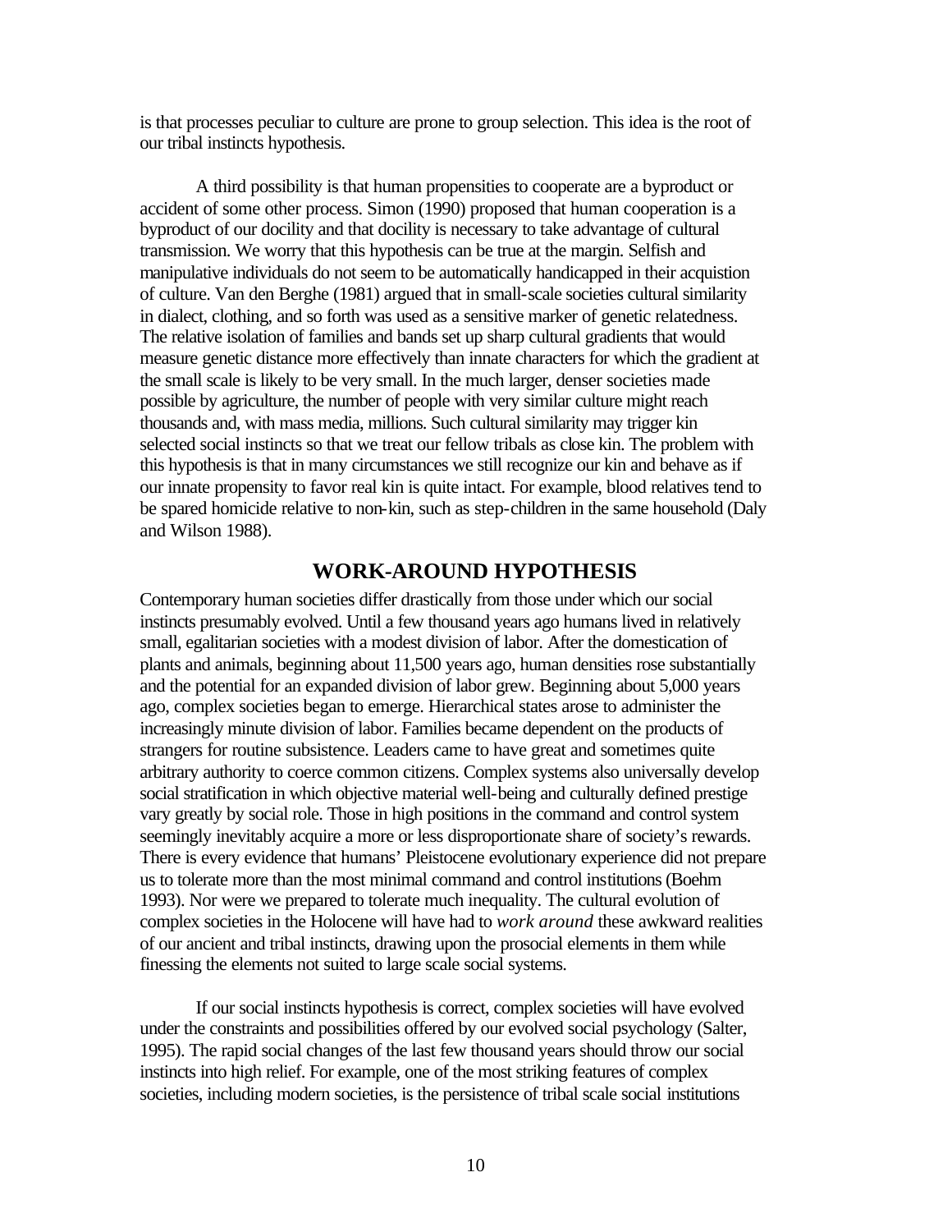is that processes peculiar to culture are prone to group selection. This idea is the root of our tribal instincts hypothesis.

A third possibility is that human propensities to cooperate are a byproduct or accident of some other process. Simon (1990) proposed that human cooperation is a byproduct of our docility and that docility is necessary to take advantage of cultural transmission. We worry that this hypothesis can be true at the margin. Selfish and manipulative individuals do not seem to be automatically handicapped in their acquistion of culture. Van den Berghe (1981) argued that in small-scale societies cultural similarity in dialect, clothing, and so forth was used as a sensitive marker of genetic relatedness. The relative isolation of families and bands set up sharp cultural gradients that would measure genetic distance more effectively than innate characters for which the gradient at the small scale is likely to be very small. In the much larger, denser societies made possible by agriculture, the number of people with very similar culture might reach thousands and, with mass media, millions. Such cultural similarity may trigger kin selected social instincts so that we treat our fellow tribals as close kin. The problem with this hypothesis is that in many circumstances we still recognize our kin and behave as if our innate propensity to favor real kin is quite intact. For example, blood relatives tend to be spared homicide relative to non-kin, such as step-children in the same household (Daly and Wilson 1988).

## WORK-AROUND HYPOTHESIS

Contemporary human societies differ drastically from those under which our social instincts presumably evolved. Until a few thousand years ago humans lived in relatively small, egalitarian societies with a modest division of labor. After the domestication of plants and animals, beginning about 11,500 years ago, human densities rose substantially and the potential for an expanded division of labor grew. Beginning about 5,000 years ago, complex societies began to emerge. Hierarchical states arose to administer the increasingly minute division of labor. Families became dependent on the products of strangers for routine subsistence. Leaders came to have great and sometimes quite arbitrary authority to coerce common citizens. Complex systems also universally develop social stratification in which objective material well-being and culturally defined prestige vary greatly by social role. Those in high positions in the command and control system seemingly inevitably acquire a more or less disproportionate share of society's rewards. There is every evidence that humans' Pleistocene evolutionary experience did not prepare us to tolerate more than the most minimal command and control institutions (Boehm 1993). Nor were we prepared to tolerate much inequality. The cultural evolution of complex societies in the Holocene will have had to *work around* these awkward realities of our ancient and tribal instincts, drawing upon the prosocial elements in them while finessing the elements not suited to large scale social systems.

If our social instincts hypothesis is correct, complex societies will have evolved under the constraints and possibilities offered by our evolved social psychology (Salter, 1995). The rapid social changes of the last few thousand years should throw our social instincts into high relief. For example, one of the most striking features of complex societies, including modern societies, is the persistence of tribal scale social institutions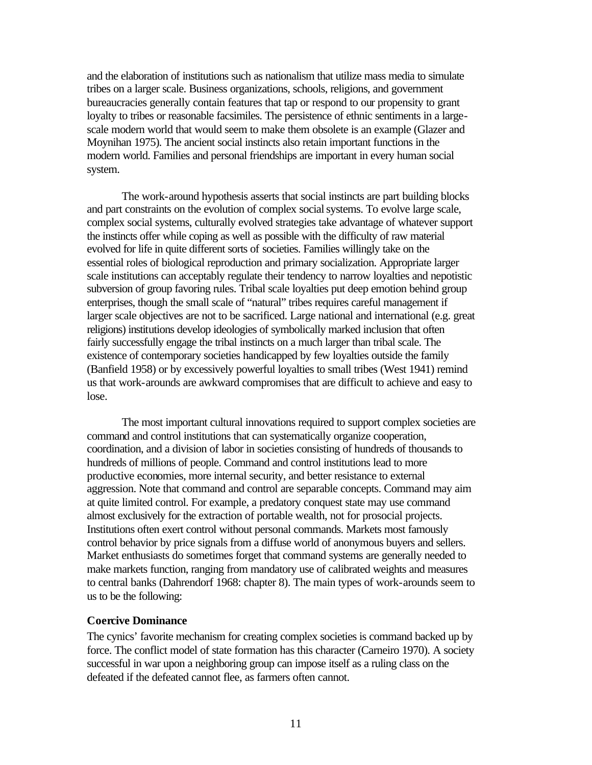and the elaboration of institutions such as nationalism that utilize mass media to simulate tribes on a larger scale. Business organizations, schools, religions, and government bureaucracies generally contain features that tap or respond to our propensity to grant loyalty to tribes or reasonable facsimiles. The persistence of ethnic sentiments in a large-scale modern world that would seem to make them obsolete is an example (Glazer and Moynihan 1975). The ancient social instincts also retain important functions in the modern world. Families and personal friendships are important in every human social system.

The work-around hypothesis asserts that social instincts are part building blocks and part constraints on the evolution of complex social systems. To evolve large scale, complex social systems, culturally evolved strategies take advantage of whatever support the instincts offer while coping as well as possible with the difficulty of raw material evolved for life in quite different sorts of societies. Families willingly take on the essential roles of biological reproduction and primary socialization. Appropriate larger scale institutions can acceptably regulate their tendency to narrow loyalties and nepotistic subversion of group favoring rules. Tribal scale loyalties put deep emotion behind group enterprises, though the small scale of "natural" tribes requires careful management if larger scale objectives are not to be sacrificed. Large national and international (e.g. great religions) institutions develop ideologies of symbolically marked inclusion that often fairly successfully engage the tribal instincts on a much larger than tribal scale. The existence of contemporary societies handicapped by few loyalties outside the family (Banfield 1958) or by excessively powerful loyalties to small tribes (West 1941) remind us that work-arounds are awkward compromises that are difficult to achieve and easy to lose.

The most important cultural innovations required to support complex societies are command and control institutions that can systematically organize cooperation, coordination, and a division of labor in societies consisting of hundreds of thousands to hundreds of millions of people. Command and control institutions lead to more productive economies, more internal security, and better resistance to external aggression. Note that command and control are separable concepts. Command may aim at quite limited control. For example, a predatory conquest state may use command almost exclusively for the extraction of portable wealth, not for prosocial projects. Institutions often exert control without personal commands. Markets most famously control behavior by price signals from a diffuse world of anonymous buyers and sellers. Market enthusiasts do sometimes forget that command systems are generally needed to make markets function, ranging from mandatory use of calibrated weights and measures to central banks (Dahrendorf 1968: chapter 8). The main types of work-arounds seem to us to be the following:

**Coercive Dominance**

The cynics' favorite mechanism for creating complex societies is command backed up by force. The conflict model of state formation has this character (Carneiro 1970). A society successful in war upon a neighboring group can impose itself as a ruling class on the defeated if the defeated cannot flee, as farmers often cannot.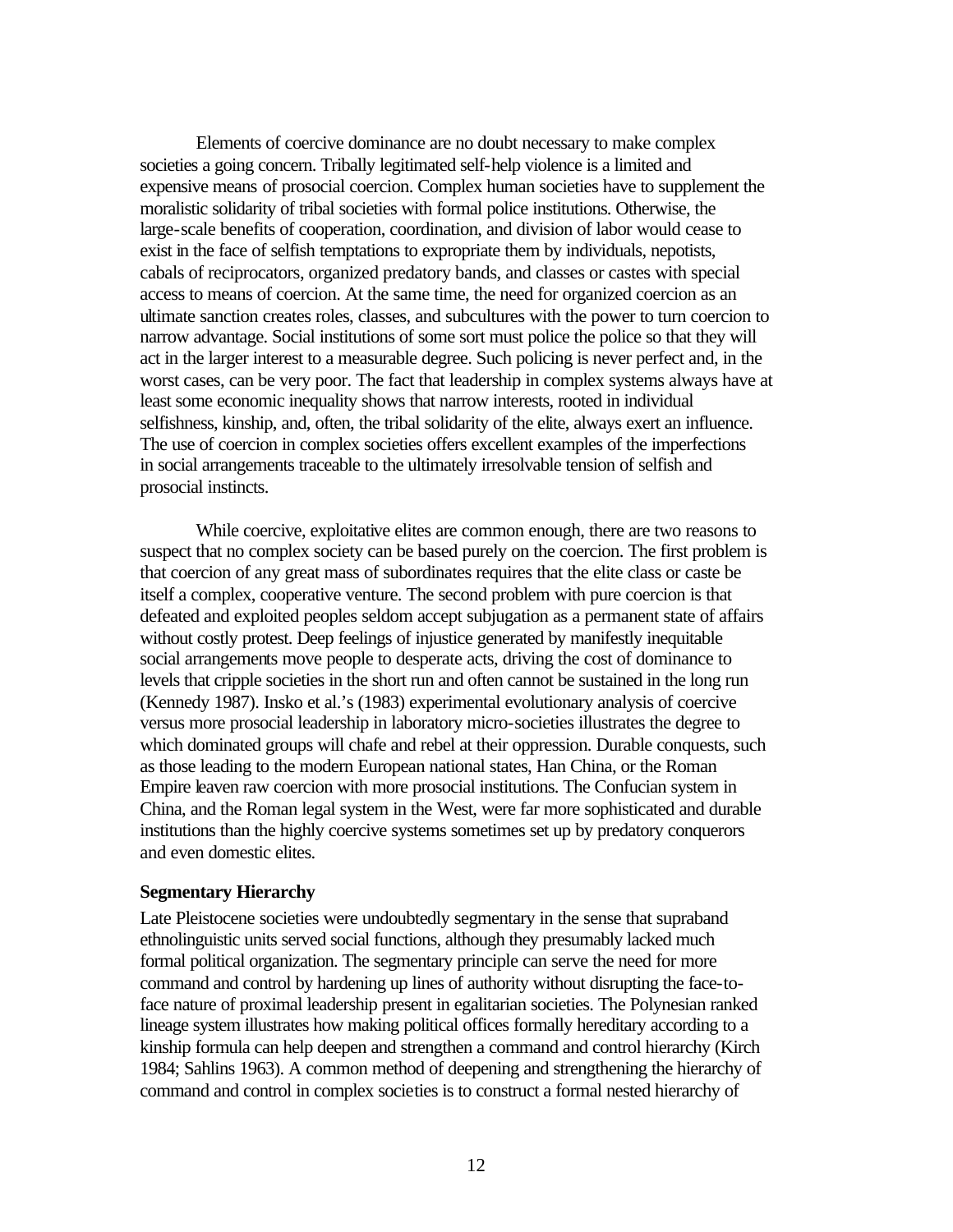Elements of coercive dominance are no doubt necessary to make complex societies a going concern. Tribally legitimated self-help violence is a limited and expensive means of prosocial coercion. Complex human societies have to supplement the moralistic solidarity of tribal societies with formal police institutions. Otherwise, the large-scale benefits of cooperation, coordination, and division of labor would cease to exist in the face of selfish temptations to expropriate them by individuals, nepotists, cabals of reciprocators, organized predatory bands, and classes or castes with special access to means of coercion. At the same time, the need for organized coercion as an ultimate sanction creates roles, classes, and subcultures with the power to turn coercion to narrow advantage. Social institutions of some sort must police the police so that they will act in the larger interest to a measurable degree. Such policing is never perfect and, in the worst cases, can be very poor. The fact that leadership in complex systems always have at least some economic inequality shows that narrow interests, rooted in individual selfishness, kinship, and, often, the tribal solidarity of the elite, always exert an influence. The use of coercion in complex societies offers excellent examples of the imperfections in social arrangements traceable to the ultimately irresolvable tension of selfish and prosocial instincts.

While coercive, exploitative elites are common enough, there are two reasons to suspect that no complex society can be based purely on the coercion. The first problem is that coercion of any great mass of subordinates requires that the elite class or caste be itself a complex, cooperative venture. The second problem with pure coercion is that defeated and exploited peoples seldom accept subjugation as a permanent state of affairs without costly protest. Deep feelings of injustice generated by manifestly inequitable social arrangements move people to desperate acts, driving the cost of dominance to levels that cripple societies in the short run and often cannot be sustained in the long run (Kennedy 1987). Insko et al.'s (1983) experimental evolutionary analysis of coercive versus more prosocial leadership in laboratory micro-societies illustrates the degree to which dominated groups will chafe and rebel at their oppression. Durable conquests, such as those leading to the modern European national states, Han China, or the Roman Empire leaven raw coercion with more prosocial institutions. The Confucian system in China, and the Roman legal system in the West, were far more sophisticated and durable institutions than the highly coercive systems sometimes set up by predatory conquerors and even domestic elites.

**Segmentary Hierarchy**

Late Pleistocene societies were undoubtedly segmentary in the sense that supraband ethnolinguistic units served social functions, although they presumably lacked much formal political organization. The segmentary principle can serve the need for more command and control by hardening up lines of authority without disrupting the face-to-face nature of proximal leadership present in egalitarian societies. The Polynesian ranked lineage system illustrates how making political offices formally hereditary according to a kinship formula can help deepen and strengthen a command and control hierarchy (Kirch 1984; Sahlins 1963). A common method of deepening and strengthening the hierarchy of command and control in complex societies is to construct a formal nested hierarchy of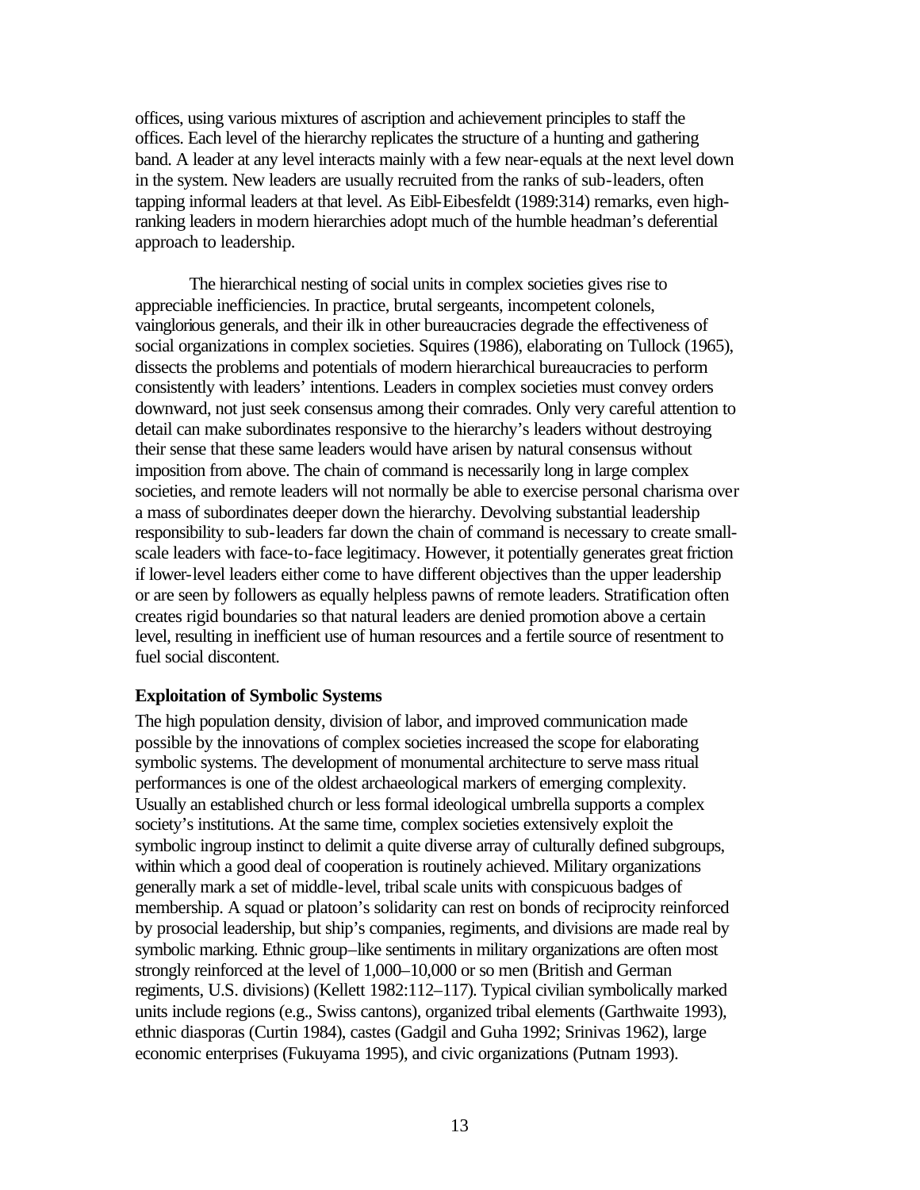offices, using various mixtures of ascription and achievement principles to staff the offices. Each level of the hierarchy replicates the structure of a hunting and gathering band. A leader at any level interacts mainly with a few near-equals at the next level down in the system. New leaders are usually recruited from the ranks of sub-leaders, often tapping informal leaders at that level. As Eibl-Eibesfeldt (1989:314) remarks, even high-ranking leaders in modern hierarchies adopt much of the humble headman's deferential approach to leadership.

The hierarchical nesting of social units in complex societies gives rise to appreciable inefficiencies. In practice, brutal sergeants, incompetent colonels, vainglorious generals, and their ilk in other bureaucracies degrade the effectiveness of social organizations in complex societies. Squires (1986), elaborating on Tullock (1965), dissects the problems and potentials of modern hierarchical bureaucracies to perform consistently with leaders' intentions. Leaders in complex societies must convey orders downward, not just seek consensus among their comrades. Only very careful attention to detail can make subordinates responsive to the hierarchy's leaders without destroying their sense that these same leaders would have arisen by natural consensus without imposition from above. The chain of command is necessarily long in large complex societies, and remote leaders will not normally be able to exercise personal charisma over a mass of subordinates deeper down the hierarchy. Devolving substantial leadership responsibility to sub-leaders far down the chain of command is necessary to create small-scale leaders with face-to-face legitimacy. However, it potentially generates great friction if lower-level leaders either come to have different objectives than the upper leadership or are seen by followers as equally helpless pawns of remote leaders. Stratification often creates rigid boundaries so that natural leaders are denied promotion above a certain level, resulting in inefficient use of human resources and a fertile source of resentment to fuel social discontent.

**Exploitation of Symbolic Systems**

The high population density, division of labor, and improved communication made possible by the innovations of complex societies increased the scope for elaborating symbolic systems. The development of monumental architecture to serve mass ritual performances is one of the oldest archaeological markers of emerging complexity. Usually an established church or less formal ideological umbrella supports a complex society's institutions. At the same time, complex societies extensively exploit the symbolic ingroup instinct to delimit a quite diverse array of culturally defined subgroups, within which a good deal of cooperation is routinely achieved. Military organizations generally mark a set of middle-level, tribal scale units with conspicuous badges of membership. A squad or platoon's solidarity can rest on bonds of reciprocity reinforced by prosocial leadership, but ship's companies, regiments, and divisions are made real by symbolic marking. Ethnic group–like sentiments in military organizations are often most strongly reinforced at the level of 1,000–10,000 or so men (British and German regiments, U.S. divisions) (Kellett 1982:112–117). Typical civilian symbolically marked units include regions (e.g., Swiss cantons), organized tribal elements (Garthwaite 1993), ethnic diasporas (Curtin 1984), castes (Gadgil and Guha 1992; Srinivas 1962), large economic enterprises (Fukuyama 1995), and civic organizations (Putnam 1993).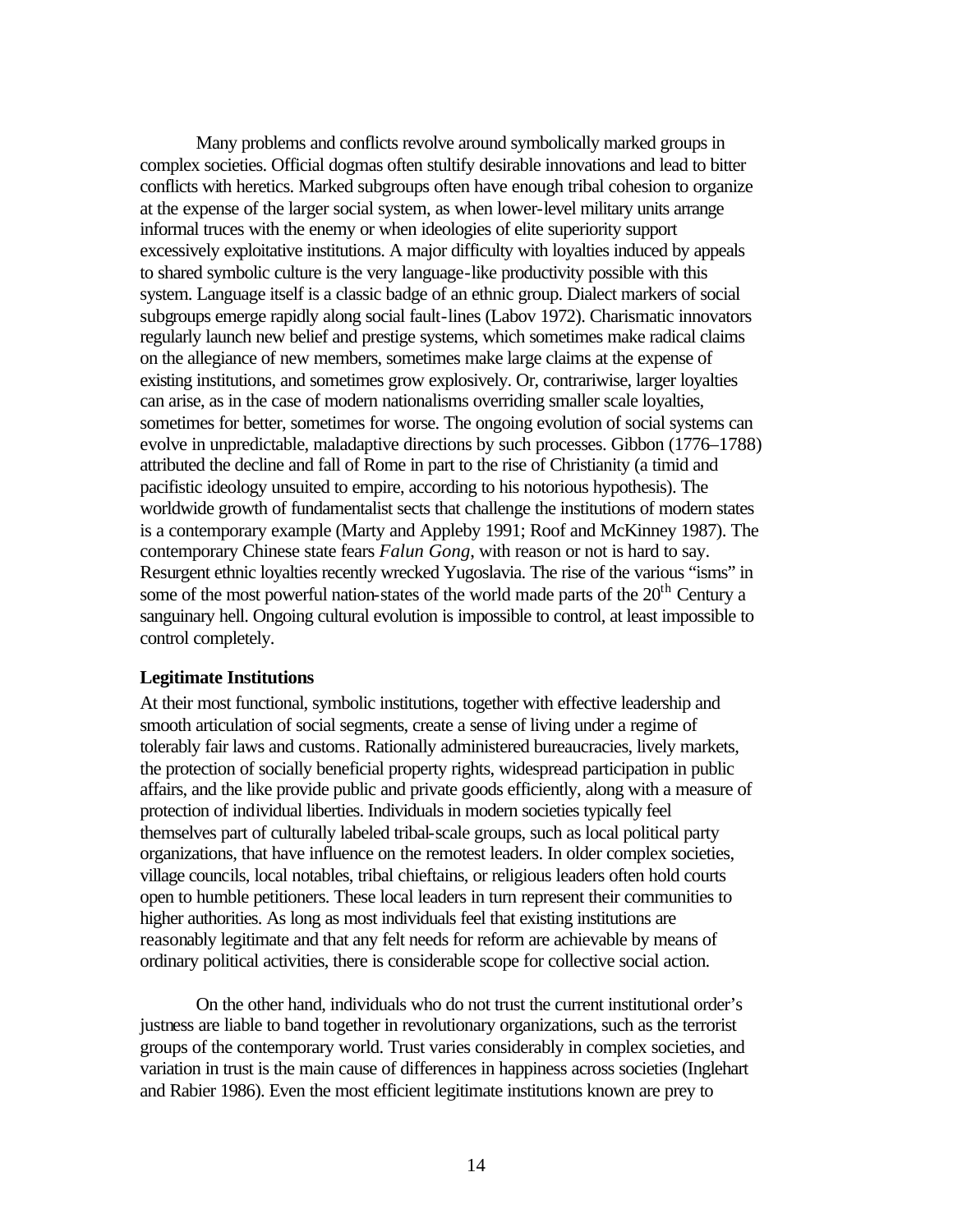Many problems and conflicts revolve around symbolically marked groups in complex societies. Official dogmas often stultify desirable innovations and lead to bitter conflicts with heretics. Marked subgroups often have enough tribal cohesion to organize at the expense of the larger social system, as when lower-level military units arrange informal truces with the enemy or when ideologies of elite superiority support excessively exploitative institutions. A major difficulty with loyalties induced by appeals to shared symbolic culture is the very language-like productivity possible with this system. Language itself is a classic badge of an ethnic group. Dialect markers of social subgroups emerge rapidly along social fault-lines (Labov 1972). Charismatic innovators regularly launch new belief and prestige systems, which sometimes make radical claims on the allegiance of new members, sometimes make large claims at the expense of existing institutions, and sometimes grow explosively. Or, contrariwise, larger loyalties can arise, as in the case of modern nationalisms overriding smaller scale loyalties, sometimes for better, sometimes for worse. The ongoing evolution of social systems can evolve in unpredictable, maladaptive directions by such processes. Gibbon (1776–1788) attributed the decline and fall of Rome in part to the rise of Christianity (a timid and pacifistic ideology unsuited to empire, according to his notorious hypothesis). The worldwide growth of fundamentalist sects that challenge the institutions of modern states is a contemporary example (Marty and Appleby 1991; Roof and McKinney 1987). The contemporary Chinese state fears *Falun Gong*, with reason or not is hard to say. Resurgent ethnic loyalties recently wrecked Yugoslavia. The rise of the various "isms" in some of the most powerful nation-states of the world made parts of the 20th Century a sanguinary hell. Ongoing cultural evolution is impossible to control, at least impossible to control completely.

**Legitimate Institutions**

At their most functional, symbolic institutions, together with effective leadership and smooth articulation of social segments, create a sense of living under a regime of tolerably fair laws and customs. Rationally administered bureaucracies, lively markets, the protection of socially beneficial property rights, widespread participation in public affairs, and the like provide public and private goods efficiently, along with a measure of protection of individual liberties. Individuals in modern societies typically feel themselves part of culturally labeled tribal-scale groups, such as local political party organizations, that have influence on the remotest leaders. In older complex societies, village councils, local notables, tribal chieftains, or religious leaders often hold courts open to humble petitioners. These local leaders in turn represent their communities to higher authorities. As long as most individuals feel that existing institutions are reasonably legitimate and that any felt needs for reform are achievable by means of ordinary political activities, there is considerable scope for collective social action.

On the other hand, individuals who do not trust the current institutional order's justness are liable to band together in revolutionary organizations, such as the terrorist groups of the contemporary world. Trust varies considerably in complex societies, and variation in trust is the main cause of differences in happiness across societies (Inglehart and Rabier 1986). Even the most efficient legitimate institutions known are prey to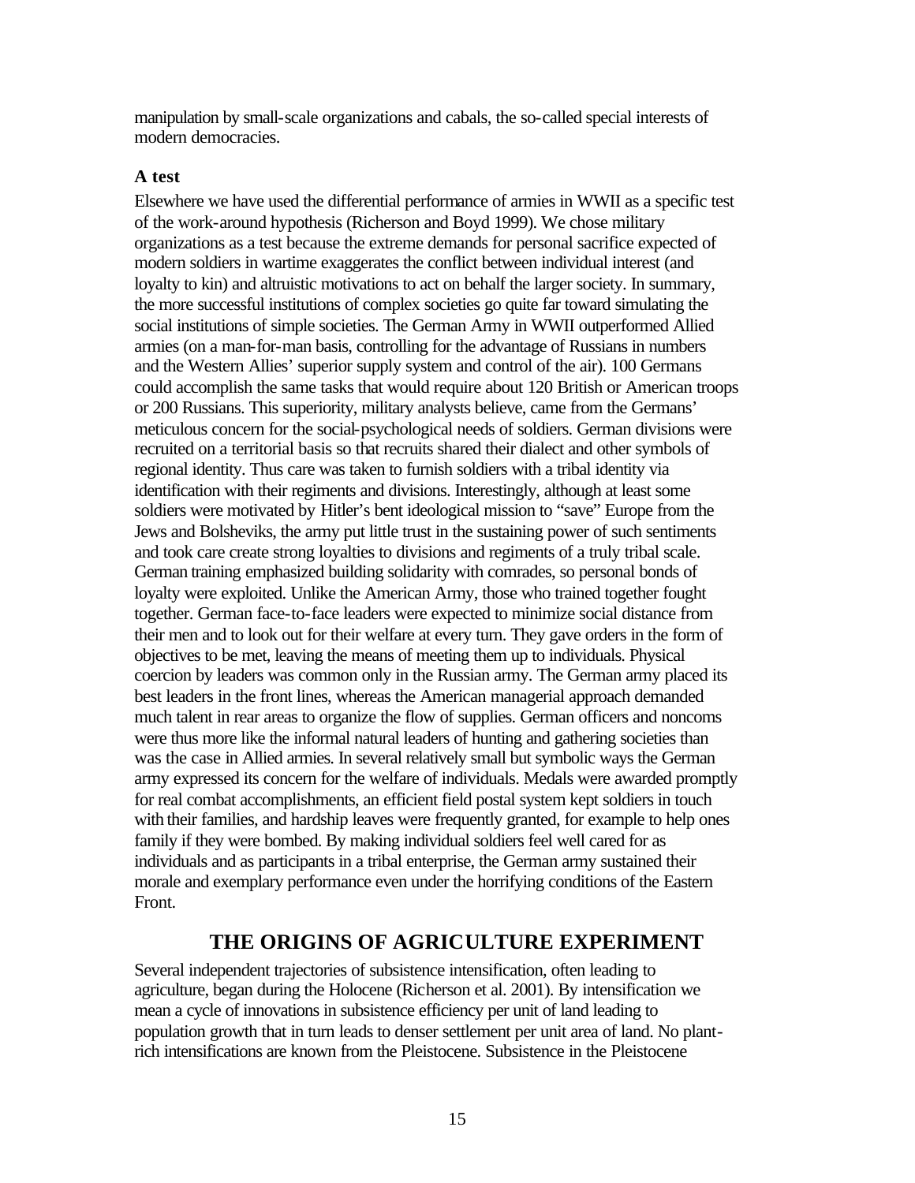manipulation by small-scale organizations and cabals, the so-called special interests of modern democracies.

### A test

Elsewhere we have used the differential performance of armies in WWII as a specific test of the work-around hypothesis (Richerson and Boyd 1999). We chose military organizations as a test because the extreme demands for personal sacrifice expected of modern soldiers in wartime exaggerates the conflict between individual interest (and loyalty to kin) and altruistic motivations to act on behalf the larger society. In summary, the more successful institutions of complex societies go quite far toward simulating the social institutions of simple societies. The German Army in WWII outperformed Allied armies (on a man-for-man basis, controlling for the advantage of Russians in numbers and the Western Allies' superior supply system and control of the air). 100 Germans could accomplish the same tasks that would require about 120 British or American troops or 200 Russians. This superiority, military analysts believe, came from the Germans' meticulous concern for the social-psychological needs of soldiers. German divisions were recruited on a territorial basis so that recruits shared their dialect and other symbols of regional identity. Thus care was taken to furnish soldiers with a tribal identity via identification with their regiments and divisions. Interestingly, although at least some soldiers were motivated by Hitler's bent ideological mission to "save" Europe from the Jews and Bolsheviks, the army put little trust in the sustaining power of such sentiments and took care create strong loyalties to divisions and regiments of a truly tribal scale. German training emphasized building solidarity with comrades, so personal bonds of loyalty were exploited. Unlike the American Army, those who trained together fought together. German face-to-face leaders were expected to minimize social distance from their men and to look out for their welfare at every turn. They gave orders in the form of objectives to be met, leaving the means of meeting them up to individuals. Physical coercion by leaders was common only in the Russian army. The German army placed its best leaders in the front lines, whereas the American managerial approach demanded much talent in rear areas to organize the flow of supplies. German officers and noncoms were thus more like the informal natural leaders of hunting and gathering societies than was the case in Allied armies. In several relatively small but symbolic ways the German army expressed its concern for the welfare of individuals. Medals were awarded promptly for real combat accomplishments, an efficient field postal system kept soldiers in touch with their families, and hardship leaves were frequently granted, for example to help ones family if they were bombed. By making individual soldiers feel well cared for as individuals and as participants in a tribal enterprise, the German army sustained their morale and exemplary performance even under the horrifying conditions of the Eastern Front.

## THE ORIGINS OF AGRICULTURE EXPERIMENT

Several independent trajectories of subsistence intensification, often leading to agriculture, began during the Holocene (Richerson et al. 2001). By intensification we mean a cycle of innovations in subsistence efficiency per unit of land leading to population growth that in turn leads to denser settlement per unit area of land. No plant-rich intensifications are known from the Pleistocene. Subsistence in the Pleistocene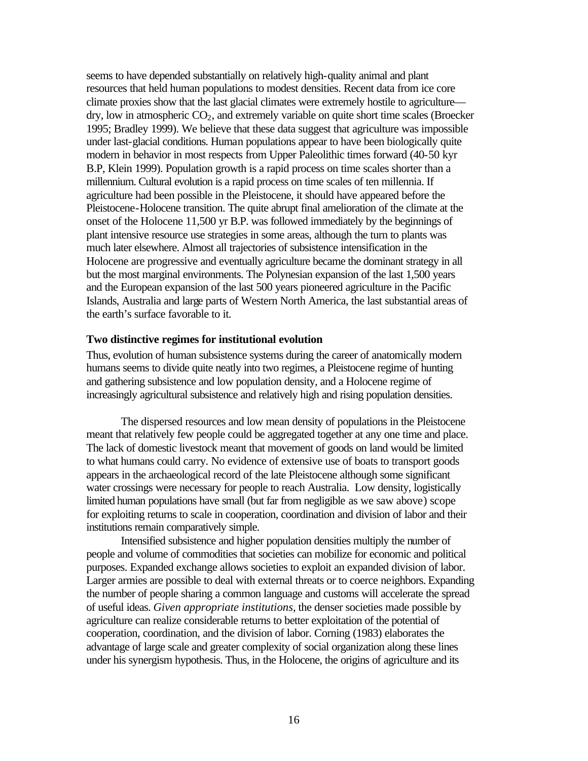seems to have depended substantially on relatively high-quality animal and plant resources that held human populations to modest densities. Recent data from ice core climate proxies show that the last glacial climates were extremely hostile to agriculture—dry, low in atmospheric $CO_2$, and extremely variable on quite short time scales (Broecker 1995; Bradley 1999). We believe that these data suggest that agriculture was impossible under last-glacial conditions. Human populations appear to have been biologically quite modern in behavior in most respects from Upper Paleolithic times forward (40-50 kyr B.P, Klein 1999). Population growth is a rapid process on time scales shorter than a millennium. Cultural evolution is a rapid process on time scales of ten millennia. If agriculture had been possible in the Pleistocene, it should have appeared before the Pleistocene-Holocene transition. The quite abrupt final amelioration of the climate at the onset of the Holocene 11,500 yr B.P. was followed immediately by the beginnings of plant intensive resource use strategies in some areas, although the turn to plants was much later elsewhere. Almost all trajectories of subsistence intensification in the Holocene are progressive and eventually agriculture became the dominant strategy in all but the most marginal environments. The Polynesian expansion of the last 1,500 years and the European expansion of the last 500 years pioneered agriculture in the Pacific Islands, Australia and large parts of Western North America, the last substantial areas of the earth's surface favorable to it.

**Two distinctive regimes for institutional evolution**

Thus, evolution of human subsistence systems during the career of anatomically modern humans seems to divide quite neatly into two regimes, a Pleistocene regime of hunting and gathering subsistence and low population density, and a Holocene regime of increasingly agricultural subsistence and relatively high and rising population densities.

The dispersed resources and low mean density of populations in the Pleistocene meant that relatively few people could be aggregated together at any one time and place. The lack of domestic livestock meant that movement of goods on land would be limited to what humans could carry. No evidence of extensive use of boats to transport goods appears in the archaeological record of the late Pleistocene although some significant water crossings were necessary for people to reach Australia. Low density, logistically limited human populations have small (but far from negligible as we saw above) scope for exploiting returns to scale in cooperation, coordination and division of labor and their institutions remain comparatively simple.

Intensified subsistence and higher population densities multiply the number of people and volume of commodities that societies can mobilize for economic and political purposes. Expanded exchange allows societies to exploit an expanded division of labor. Larger armies are possible to deal with external threats or to coerce neighbors. Expanding the number of people sharing a common language and customs will accelerate the spread of useful ideas. *Given appropriate institutions*, the denser societies made possible by agriculture can realize considerable returns to better exploitation of the potential of cooperation, coordination, and the division of labor. Corning (1983) elaborates the advantage of large scale and greater complexity of social organization along these lines under his synergism hypothesis. Thus, in the Holocene, the origins of agriculture and its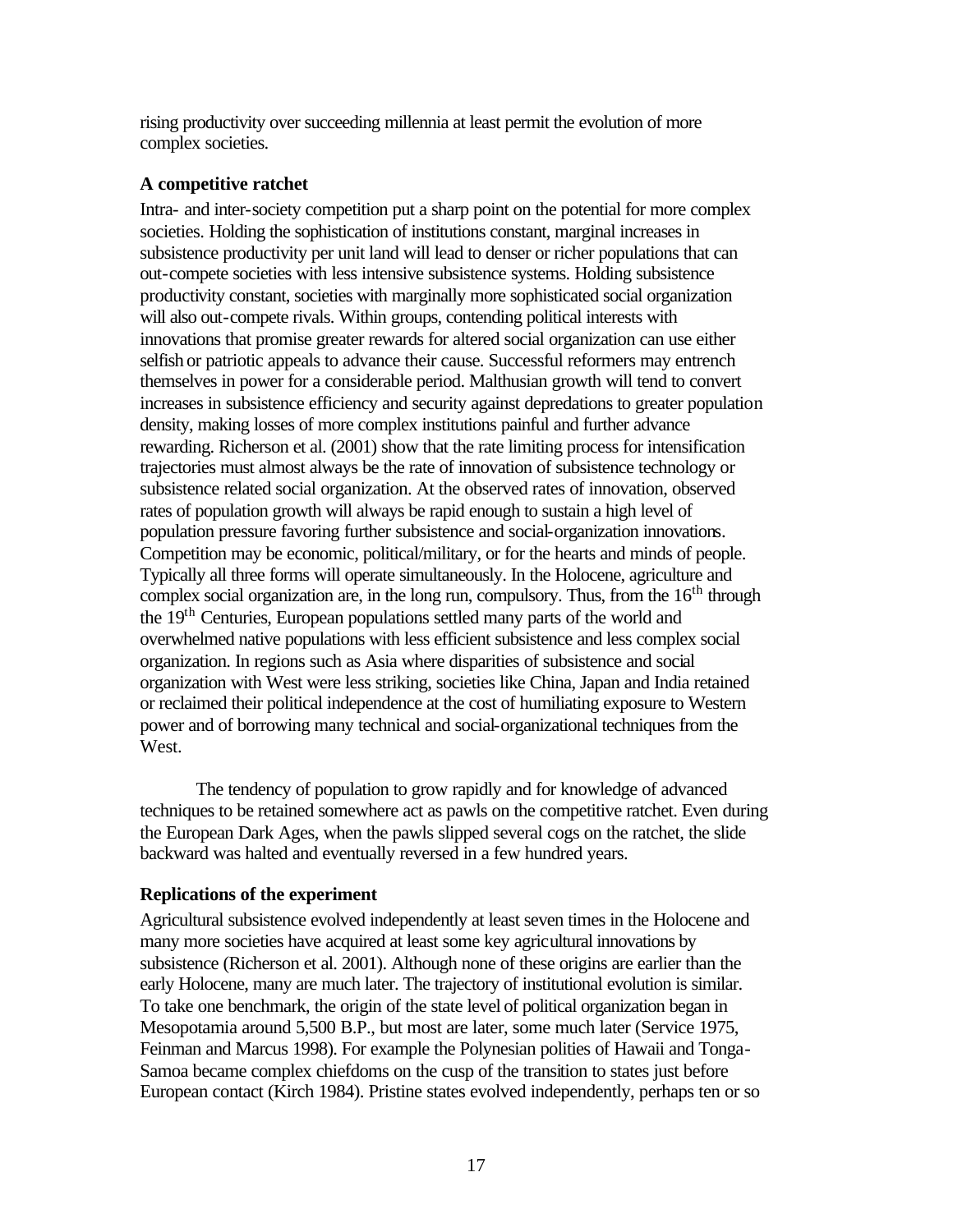rising productivity over succeeding millennia at least permit the evolution of more complex societies.

### A competitive ratchet

Intra- and inter-society competition put a sharp point on the potential for more complex societies. Holding the sophistication of institutions constant, marginal increases in subsistence productivity per unit land will lead to denser or richer populations that can out-compete societies with less intensive subsistence systems. Holding subsistence productivity constant, societies with marginally more sophisticated social organization will also out-compete rivals. Within groups, contending political interests with innovations that promise greater rewards for altered social organization can use either selfish or patriotic appeals to advance their cause. Successful reformers may entrench themselves in power for a considerable period. Malthusian growth will tend to convert increases in subsistence efficiency and security against depredations to greater population density, making losses of more complex institutions painful and further advance rewarding. Richerson et al. (2001) show that the rate limiting process for intensification trajectories must almost always be the rate of innovation of subsistence technology or subsistence related social organization. At the observed rates of innovation, observed rates of population growth will always be rapid enough to sustain a high level of population pressure favoring further subsistence and social-organization innovations. Competition may be economic, political/military, or for the hearts and minds of people. Typically all three forms will operate simultaneously. In the Holocene, agriculture and complex social organization are, in the long run, compulsory. Thus, from the 16th through the 19th Centuries, European populations settled many parts of the world and overwhelmed native populations with less efficient subsistence and less complex social organization. In regions such as Asia where disparities of subsistence and social organization with West were less striking, societies like China, Japan and India retained or reclaimed their political independence at the cost of humiliating exposure to Western power and of borrowing many technical and social-organizational techniques from the West.

The tendency of population to grow rapidly and for knowledge of advanced techniques to be retained somewhere act as pawls on the competitive ratchet. Even during the European Dark Ages, when the pawls slipped several cogs on the ratchet, the slide backward was halted and eventually reversed in a few hundred years.

### Replications of the experiment

Agricultural subsistence evolved independently at least seven times in the Holocene and many more societies have acquired at least some key agricultural innovations by subsistence (Richerson et al. 2001). Although none of these origins are earlier than the early Holocene, many are much later. The trajectory of institutional evolution is similar. To take one benchmark, the origin of the state level of political organization began in Mesopotamia around 5,500 B.P., but most are later, some much later (Service 1975, Feinman and Marcus 1998). For example the Polynesian polities of Hawaii and Tonga-Samoa became complex chiefdoms on the cusp of the transition to states just before European contact (Kirch 1984). Pristine states evolved independently, perhaps ten or so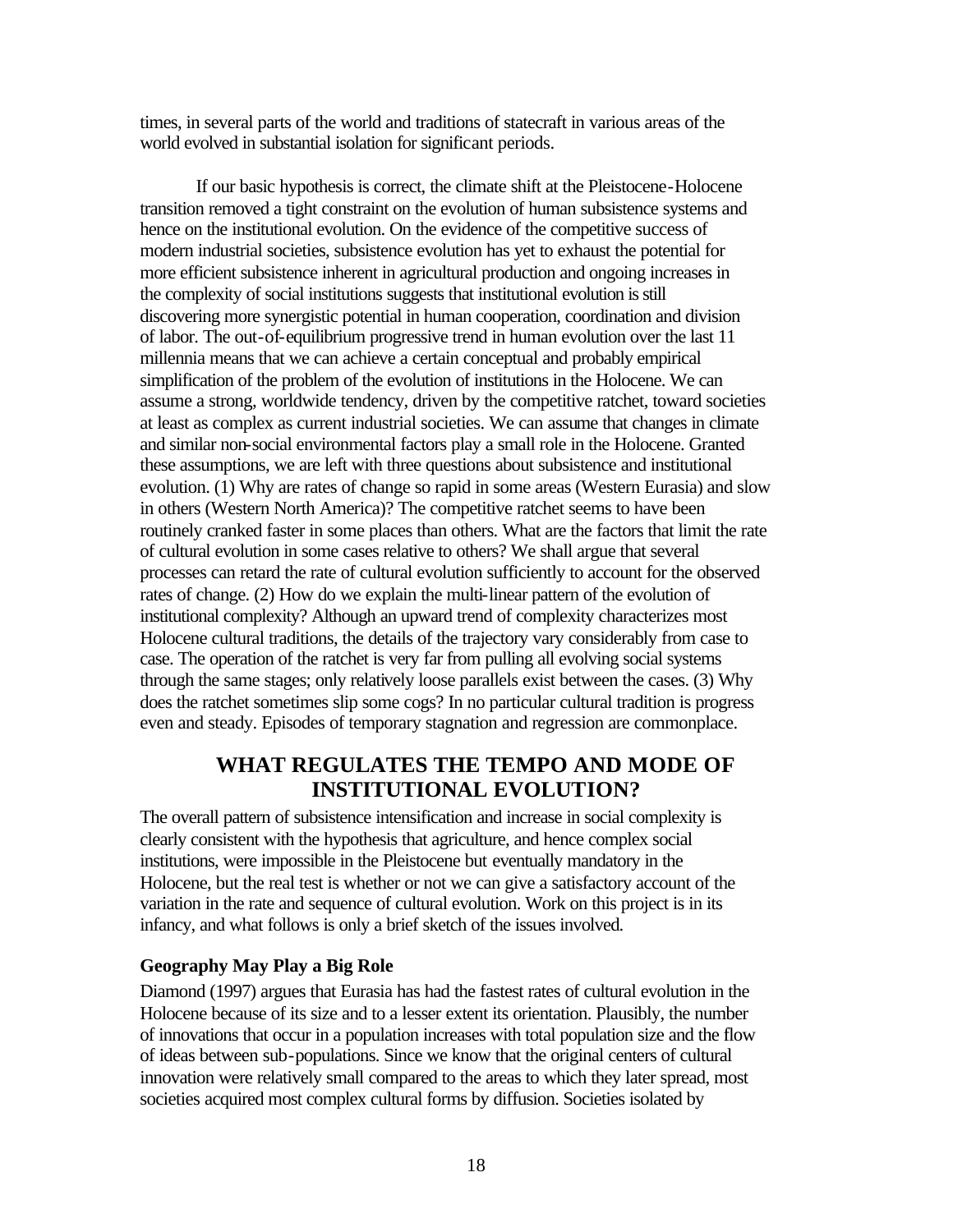times, in several parts of the world and traditions of statecraft in various areas of the world evolved in substantial isolation for significant periods.

If our basic hypothesis is correct, the climate shift at the Pleistocene-Holocene transition removed a tight constraint on the evolution of human subsistence systems and hence on the institutional evolution. On the evidence of the competitive success of modern industrial societies, subsistence evolution has yet to exhaust the potential for more efficient subsistence inherent in agricultural production and ongoing increases in the complexity of social institutions suggests that institutional evolution is still discovering more synergistic potential in human cooperation, coordination and division of labor. The out-of-equilibrium progressive trend in human evolution over the last 11 millennia means that we can achieve a certain conceptual and probably empirical simplification of the problem of the evolution of institutions in the Holocene. We can assume a strong, worldwide tendency, driven by the competitive ratchet, toward societies at least as complex as current industrial societies. We can assume that changes in climate and similar non-social environmental factors play a small role in the Holocene. Granted these assumptions, we are left with three questions about subsistence and institutional evolution. (1) Why are rates of change so rapid in some areas (Western Eurasia) and slow in others (Western North America)? The competitive ratchet seems to have been routinely cranked faster in some places than others. What are the factors that limit the rate of cultural evolution in some cases relative to others? We shall argue that several processes can retard the rate of cultural evolution sufficiently to account for the observed rates of change. (2) How do we explain the multi-linear pattern of the evolution of institutional complexity? Although an upward trend of complexity characterizes most Holocene cultural traditions, the details of the trajectory vary considerably from case to case. The operation of the ratchet is very far from pulling all evolving social systems through the same stages; only relatively loose parallels exist between the cases. (3) Why does the ratchet sometimes slip some cogs? In no particular cultural tradition is progress even and steady. Episodes of temporary stagnation and regression are commonplace.

## WHAT REGULATES THE TEMPO AND MODE OF INSTITUTIONAL EVOLUTION?

The overall pattern of subsistence intensification and increase in social complexity is clearly consistent with the hypothesis that agriculture, and hence complex social institutions, were impossible in the Pleistocene but eventually mandatory in the Holocene, but the real test is whether or not we can give a satisfactory account of the variation in the rate and sequence of cultural evolution. Work on this project is in its infancy, and what follows is only a brief sketch of the issues involved.

### Geography May Play a Big Role

Diamond (1997) argues that Eurasia has had the fastest rates of cultural evolution in the Holocene because of its size and to a lesser extent its orientation. Plausibly, the number of innovations that occur in a population increases with total population size and the flow of ideas between sub-populations. Since we know that the original centers of cultural innovation were relatively small compared to the areas to which they later spread, most societies acquired most complex cultural forms by diffusion. Societies isolated by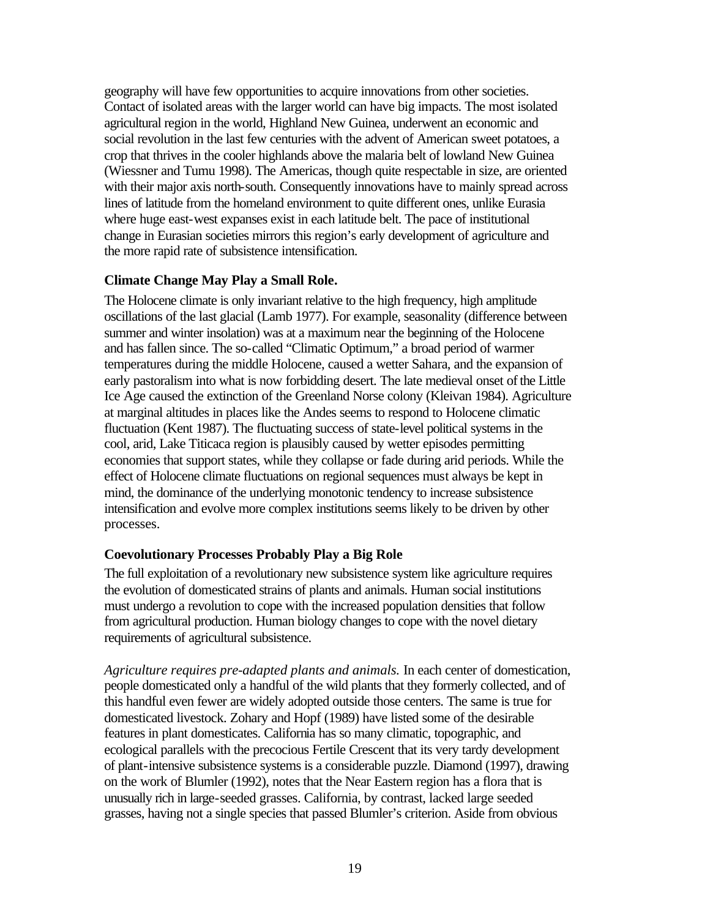geography will have few opportunities to acquire innovations from other societies. Contact of isolated areas with the larger world can have big impacts. The most isolated agricultural region in the world, Highland New Guinea, underwent an economic and social revolution in the last few centuries with the advent of American sweet potatoes, a crop that thrives in the cooler highlands above the malaria belt of lowland New Guinea (Wiessner and Tumu 1998). The Americas, though quite respectable in size, are oriented with their major axis north-south. Consequently innovations have to mainly spread across lines of latitude from the homeland environment to quite different ones, unlike Eurasia where huge east-west expanses exist in each latitude belt. The pace of institutional change in Eurasian societies mirrors this region's early development of agriculture and the more rapid rate of subsistence intensification.

### Climate Change May Play a Small Role.

The Holocene climate is only invariant relative to the high frequency, high amplitude oscillations of the last glacial (Lamb 1977). For example, seasonality (difference between summer and winter insolation) was at a maximum near the beginning of the Holocene and has fallen since. The so-called "Climatic Optimum," a broad period of warmer temperatures during the middle Holocene, caused a wetter Sahara, and the expansion of early pastoralism into what is now forbidding desert. The late medieval onset of the Little Ice Age caused the extinction of the Greenland Norse colony (Kleivan 1984). Agriculture at marginal altitudes in places like the Andes seems to respond to Holocene climatic fluctuation (Kent 1987). The fluctuating success of state-level political systems in the cool, arid, Lake Titicaca region is plausibly caused by wetter episodes permitting economies that support states, while they collapse or fade during arid periods. While the effect of Holocene climate fluctuations on regional sequences must always be kept in mind, the dominance of the underlying monotonic tendency to increase subsistence intensification and evolve more complex institutions seems likely to be driven by other processes.

### Coevolutionary Processes Probably Play a Big Role

The full exploitation of a revolutionary new subsistence system like agriculture requires the evolution of domesticated strains of plants and animals. Human social institutions must undergo a revolution to cope with the increased population densities that follow from agricultural production. Human biology changes to cope with the novel dietary requirements of agricultural subsistence.

*Agriculture requires pre-adapted plants and animals.* In each center of domestication, people domesticated only a handful of the wild plants that they formerly collected, and of this handful even fewer are widely adopted outside those centers. The same is true for domesticated livestock. Zohary and Hopf (1989) have listed some of the desirable features in plant domesticates. California has so many climatic, topographic, and ecological parallels with the precocious Fertile Crescent that its very tardy development of plant-intensive subsistence systems is a considerable puzzle. Diamond (1997), drawing on the work of Blumler (1992), notes that the Near Eastern region has a flora that is unusually rich in large-seeded grasses. California, by contrast, lacked large seeded grasses, having not a single species that passed Blumler's criterion. Aside from obvious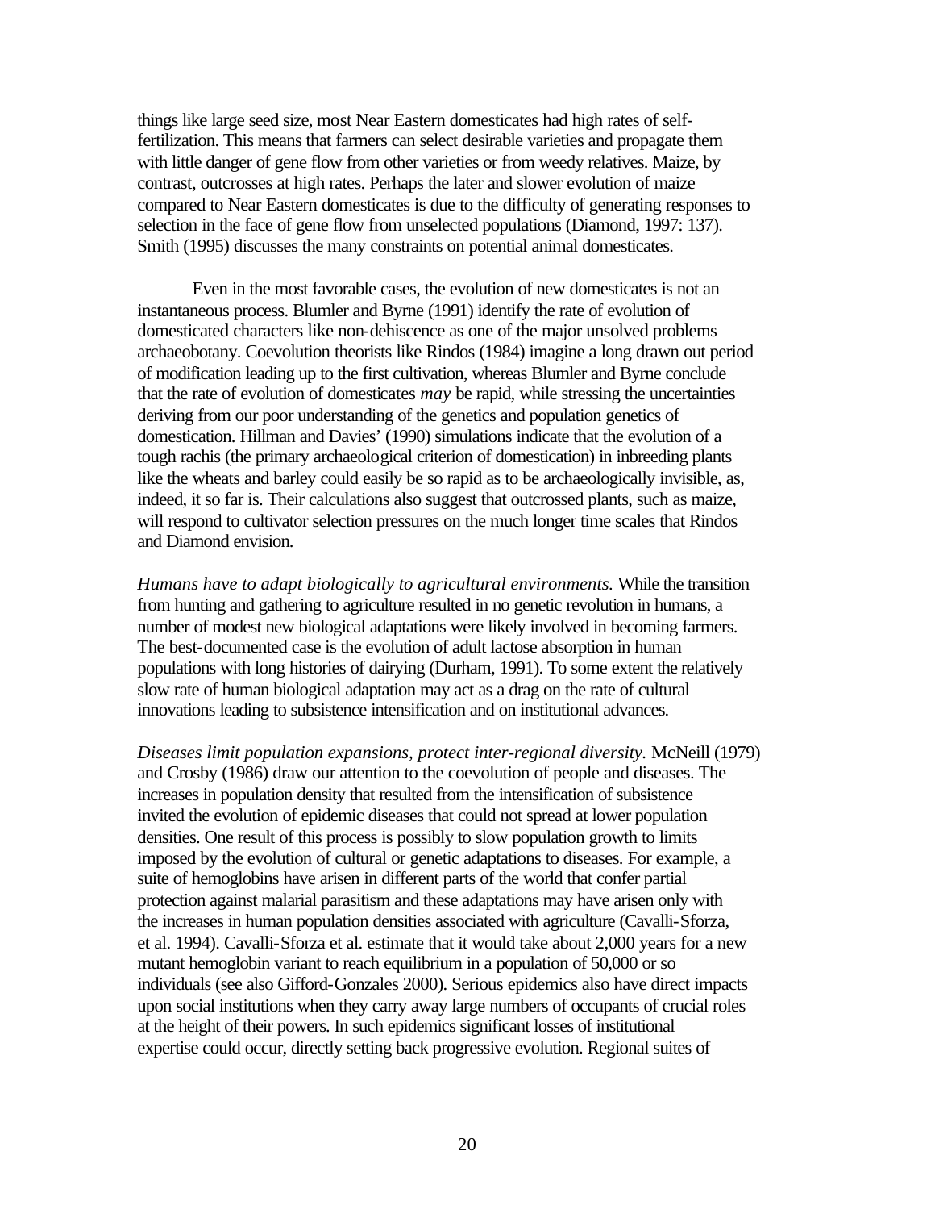things like large seed size, most Near Eastern domesticates had high rates of self-fertilization. This means that farmers can select desirable varieties and propagate them with little danger of gene flow from other varieties or from weedy relatives. Maize, by contrast, outcrosses at high rates. Perhaps the later and slower evolution of maize compared to Near Eastern domesticates is due to the difficulty of generating responses to selection in the face of gene flow from unselected populations (Diamond, 1997: 137). Smith (1995) discusses the many constraints on potential animal domesticates.

Even in the most favorable cases, the evolution of new domesticates is not an instantaneous process. Blumler and Byrne (1991) identify the rate of evolution of domesticated characters like non-dehiscence as one of the major unsolved problems archaeobotany. Coevolution theorists like Rindos (1984) imagine a long drawn out period of modification leading up to the first cultivation, whereas Blumler and Byrne conclude that the rate of evolution of domesticates *may* be rapid, while stressing the uncertainties deriving from our poor understanding of the genetics and population genetics of domestication. Hillman and Davies' (1990) simulations indicate that the evolution of a tough rachis (the primary archaeological criterion of domestication) in inbreeding plants like the wheats and barley could easily be so rapid as to be archaeologically invisible, as, indeed, it so far is. Their calculations also suggest that outcrossed plants, such as maize, will respond to cultivator selection pressures on the much longer time scales that Rindos and Diamond envision.

*Humans have to adapt biologically to agricultural environments.* While the transition from hunting and gathering to agriculture resulted in no genetic revolution in humans, a number of modest new biological adaptations were likely involved in becoming farmers. The best-documented case is the evolution of adult lactose absorption in human populations with long histories of dairying (Durham, 1991). To some extent the relatively slow rate of human biological adaptation may act as a drag on the rate of cultural innovations leading to subsistence intensification and on institutional advances.

*Diseases limit population expansions, protect inter-regional diversity.* McNeill (1979) and Crosby (1986) draw our attention to the coevolution of people and diseases. The increases in population density that resulted from the intensification of subsistence invited the evolution of epidemic diseases that could not spread at lower population densities. One result of this process is possibly to slow population growth to limits imposed by the evolution of cultural or genetic adaptations to diseases. For example, a suite of hemoglobins have arisen in different parts of the world that confer partial protection against malarial parasitism and these adaptations may have arisen only with the increases in human population densities associated with agriculture (Cavalli-Sforza, et al. 1994). Cavalli-Sforza et al. estimate that it would take about 2,000 years for a new mutant hemoglobin variant to reach equilibrium in a population of 50,000 or so individuals (see also Gifford-Gonzales 2000). Serious epidemics also have direct impacts upon social institutions when they carry away large numbers of occupants of crucial roles at the height of their powers. In such epidemics significant losses of institutional expertise could occur, directly setting back progressive evolution. Regional suites of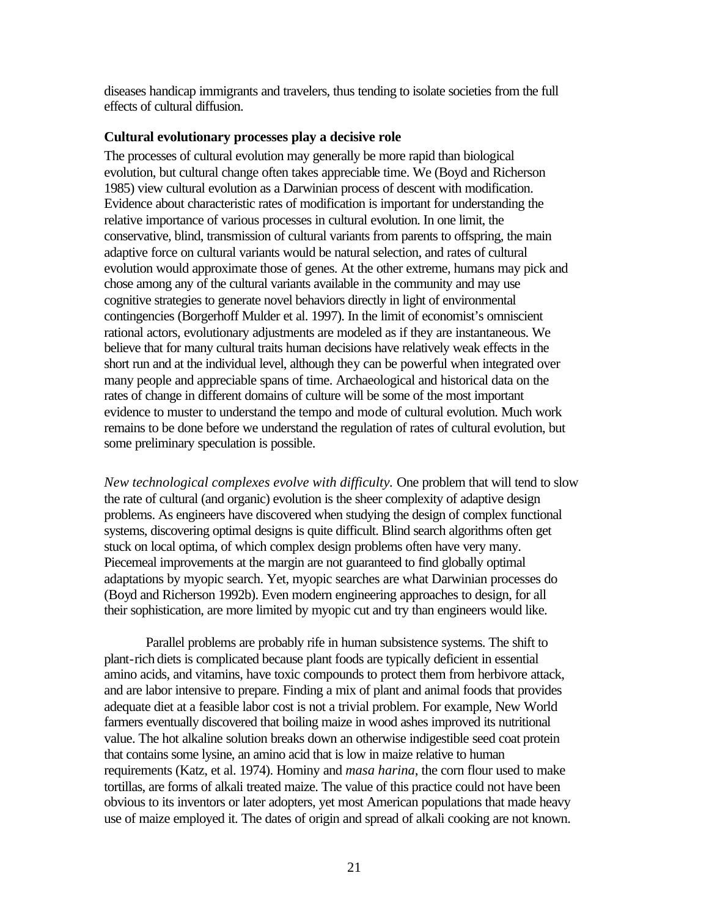diseases handicap immigrants and travelers, thus tending to isolate societies from the full effects of cultural diffusion.

### Cultural evolutionary processes play a decisive role

The processes of cultural evolution may generally be more rapid than biological evolution, but cultural change often takes appreciable time. We (Boyd and Richerson 1985) view cultural evolution as a Darwinian process of descent with modification. Evidence about characteristic rates of modification is important for understanding the relative importance of various processes in cultural evolution. In one limit, the conservative, blind, transmission of cultural variants from parents to offspring, the main adaptive force on cultural variants would be natural selection, and rates of cultural evolution would approximate those of genes. At the other extreme, humans may pick and chose among any of the cultural variants available in the community and may use cognitive strategies to generate novel behaviors directly in light of environmental contingencies (Borgerhoff Mulder et al. 1997). In the limit of economist's omniscient rational actors, evolutionary adjustments are modeled as if they are instantaneous. We believe that for many cultural traits human decisions have relatively weak effects in the short run and at the individual level, although they can be powerful when integrated over many people and appreciable spans of time. Archaeological and historical data on the rates of change in different domains of culture will be some of the most important evidence to muster to understand the tempo and mode of cultural evolution. Much work remains to be done before we understand the regulation of rates of cultural evolution, but some preliminary speculation is possible.

*New technological complexes evolve with difficulty.* One problem that will tend to slow the rate of cultural (and organic) evolution is the sheer complexity of adaptive design problems. As engineers have discovered when studying the design of complex functional systems, discovering optimal designs is quite difficult. Blind search algorithms often get stuck on local optima, of which complex design problems often have very many. Piecemeal improvements at the margin are not guaranteed to find globally optimal adaptations by myopic search. Yet, myopic searches are what Darwinian processes do (Boyd and Richerson 1992b). Even modern engineering approaches to design, for all their sophistication, are more limited by myopic cut and try than engineers would like.

Parallel problems are probably rife in human subsistence systems. The shift to plant-rich diets is complicated because plant foods are typically deficient in essential amino acids, and vitamins, have toxic compounds to protect them from herbivore attack, and are labor intensive to prepare. Finding a mix of plant and animal foods that provides adequate diet at a feasible labor cost is not a trivial problem. For example, New World farmers eventually discovered that boiling maize in wood ashes improved its nutritional value. The hot alkaline solution breaks down an otherwise indigestible seed coat protein that contains some lysine, an amino acid that is low in maize relative to human requirements (Katz, et al. 1974). Hominy and *masa harina*, the corn flour used to make tortillas, are forms of alkali treated maize. The value of this practice could not have been obvious to its inventors or later adopters, yet most American populations that made heavy use of maize employed it. The dates of origin and spread of alkali cooking are not known.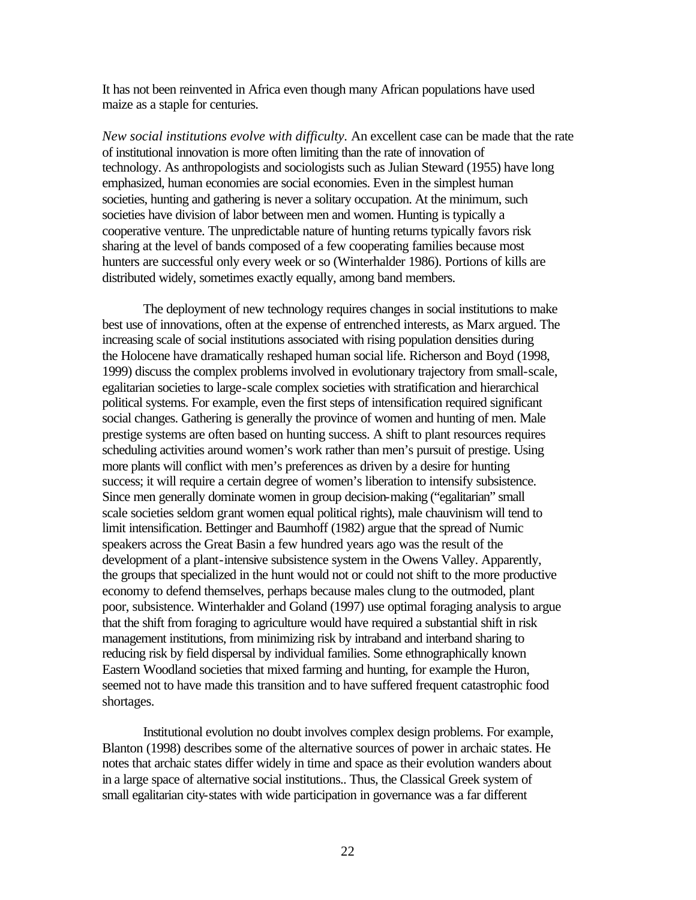It has not been reinvented in Africa even though many African populations have used maize as a staple for centuries.

*New social institutions evolve with difficulty.* An excellent case can be made that the rate of institutional innovation is more often limiting than the rate of innovation of technology. As anthropologists and sociologists such as Julian Steward (1955) have long emphasized, human economies are social economies. Even in the simplest human societies, hunting and gathering is never a solitary occupation. At the minimum, such societies have division of labor between men and women. Hunting is typically a cooperative venture. The unpredictable nature of hunting returns typically favors risk sharing at the level of bands composed of a few cooperating families because most hunters are successful only every week or so (Winterhalder 1986). Portions of kills are distributed widely, sometimes exactly equally, among band members.

The deployment of new technology requires changes in social institutions to make best use of innovations, often at the expense of entrenched interests, as Marx argued. The increasing scale of social institutions associated with rising population densities during the Holocene have dramatically reshaped human social life. Richerson and Boyd (1998, 1999) discuss the complex problems involved in evolutionary trajectory from small-scale, egalitarian societies to large-scale complex societies with stratification and hierarchical political systems. For example, even the first steps of intensification required significant social changes. Gathering is generally the province of women and hunting of men. Male prestige systems are often based on hunting success. A shift to plant resources requires scheduling activities around women's work rather than men's pursuit of prestige. Using more plants will conflict with men's preferences as driven by a desire for hunting success; it will require a certain degree of women's liberation to intensify subsistence. Since men generally dominate women in group decision-making ("egalitarian" small scale societies seldom grant women equal political rights), male chauvinism will tend to limit intensification. Bettinger and Baumhoff (1982) argue that the spread of Numic speakers across the Great Basin a few hundred years ago was the result of the development of a plant-intensive subsistence system in the Owens Valley. Apparently, the groups that specialized in the hunt would not or could not shift to the more productive economy to defend themselves, perhaps because males clung to the outmoded, plant poor, subsistence. Winterhalder and Goland (1997) use optimal foraging analysis to argue that the shift from foraging to agriculture would have required a substantial shift in risk management institutions, from minimizing risk by intraband and interband sharing to reducing risk by field dispersal by individual families. Some ethnographically known Eastern Woodland societies that mixed farming and hunting, for example the Huron, seemed not to have made this transition and to have suffered frequent catastrophic food shortages.

Institutional evolution no doubt involves complex design problems. For example, Blanton (1998) describes some of the alternative sources of power in archaic states. He notes that archaic states differ widely in time and space as their evolution wanders about in a large space of alternative social institutions.. Thus, the Classical Greek system of small egalitarian city-states with wide participation in governance was a far different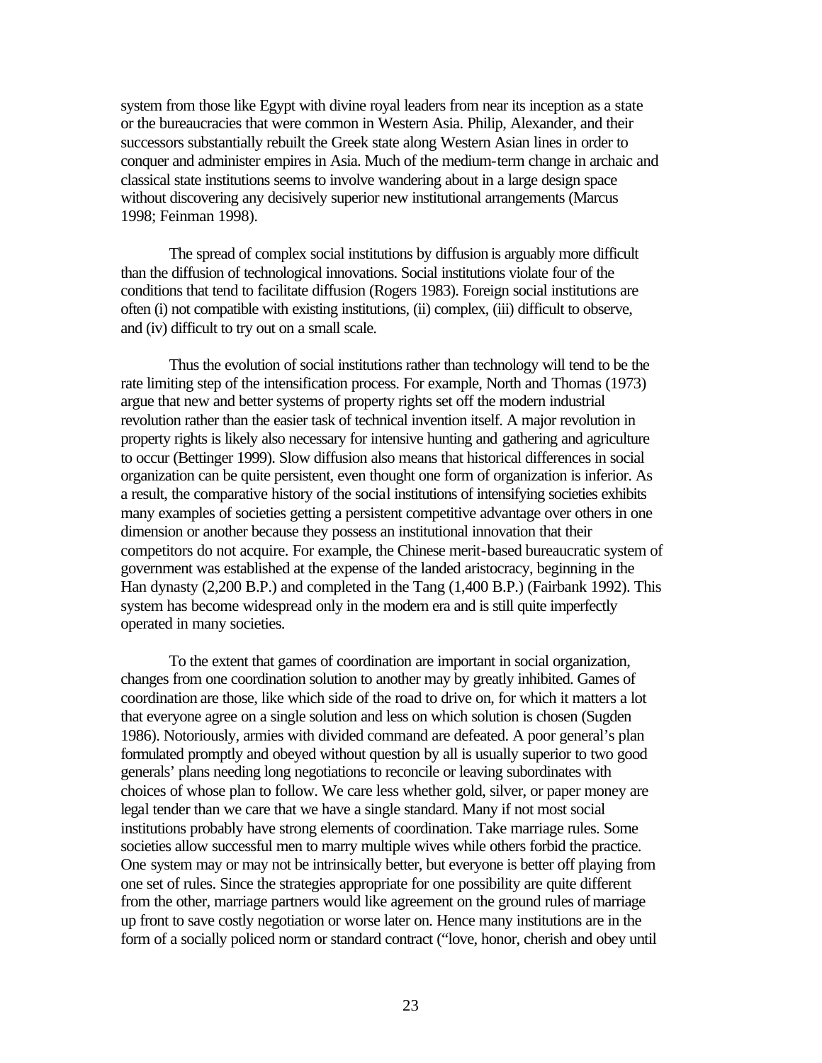system from those like Egypt with divine royal leaders from near its inception as a state or the bureaucracies that were common in Western Asia. Philip, Alexander, and their successors substantially rebuilt the Greek state along Western Asian lines in order to conquer and administer empires in Asia. Much of the medium-term change in archaic and classical state institutions seems to involve wandering about in a large design space without discovering any decisively superior new institutional arrangements (Marcus 1998; Feinman 1998).

The spread of complex social institutions by diffusion is arguably more difficult than the diffusion of technological innovations. Social institutions violate four of the conditions that tend to facilitate diffusion (Rogers 1983). Foreign social institutions are often (i) not compatible with existing institutions, (ii) complex, (iii) difficult to observe, and (iv) difficult to try out on a small scale.

Thus the evolution of social institutions rather than technology will tend to be the rate limiting step of the intensification process. For example, North and Thomas (1973) argue that new and better systems of property rights set off the modern industrial revolution rather than the easier task of technical invention itself. A major revolution in property rights is likely also necessary for intensive hunting and gathering and agriculture to occur (Bettinger 1999). Slow diffusion also means that historical differences in social organization can be quite persistent, even thought one form of organization is inferior. As a result, the comparative history of the social institutions of intensifying societies exhibits many examples of societies getting a persistent competitive advantage over others in one dimension or another because they possess an institutional innovation that their competitors do not acquire. For example, the Chinese merit-based bureaucratic system of government was established at the expense of the landed aristocracy, beginning in the Han dynasty (2,200 B.P.) and completed in the Tang (1,400 B.P.) (Fairbank 1992). This system has become widespread only in the modern era and is still quite imperfectly operated in many societies.

To the extent that games of coordination are important in social organization, changes from one coordination solution to another may by greatly inhibited. Games of coordination are those, like which side of the road to drive on, for which it matters a lot that everyone agree on a single solution and less on which solution is chosen (Sugden 1986). Notoriously, armies with divided command are defeated. A poor general's plan formulated promptly and obeyed without question by all is usually superior to two good generals' plans needing long negotiations to reconcile or leaving subordinates with choices of whose plan to follow. We care less whether gold, silver, or paper money are legal tender than we care that we have a single standard. Many if not most social institutions probably have strong elements of coordination. Take marriage rules. Some societies allow successful men to marry multiple wives while others forbid the practice. One system may or may not be intrinsically better, but everyone is better off playing from one set of rules. Since the strategies appropriate for one possibility are quite different from the other, marriage partners would like agreement on the ground rules of marriage up front to save costly negotiation or worse later on. Hence many institutions are in the form of a socially policed norm or standard contract ("love, honor, cherish and obey until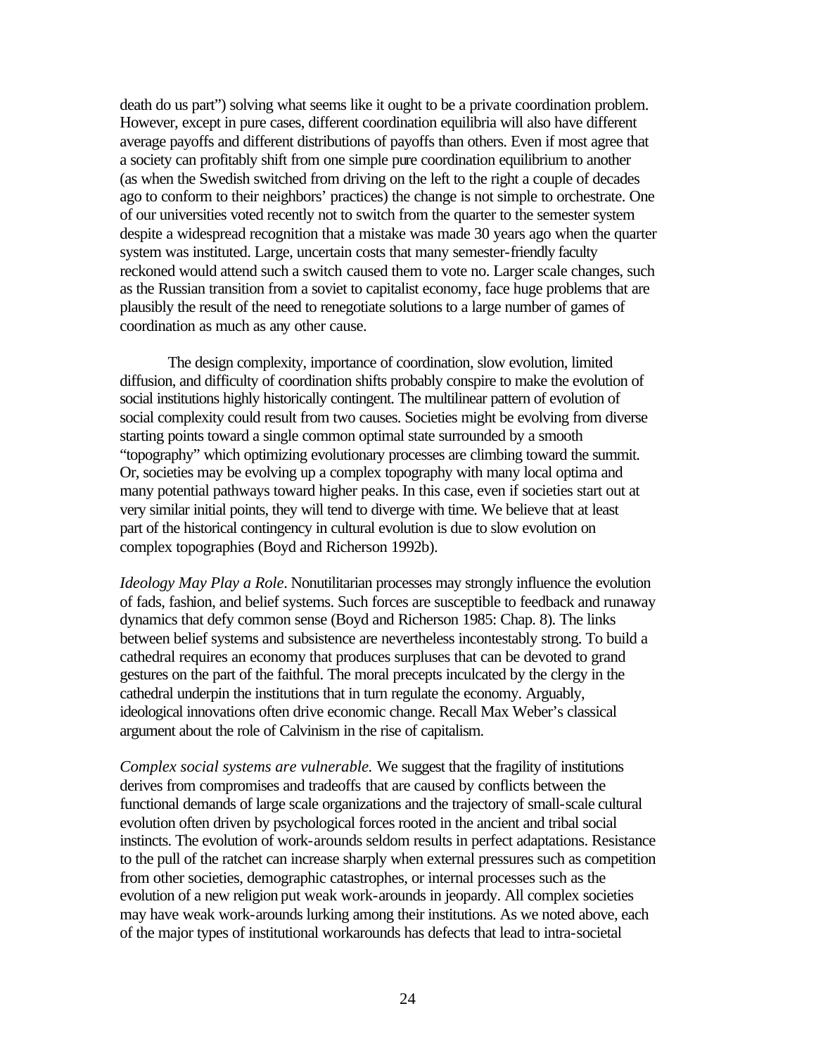death do us part") solving what seems like it ought to be a private coordination problem. However, except in pure cases, different coordination equilibria will also have different average payoffs and different distributions of payoffs than others. Even if most agree that a society can profitably shift from one simple pure coordination equilibrium to another (as when the Swedish switched from driving on the left to the right a couple of decades ago to conform to their neighbors' practices) the change is not simple to orchestrate. One of our universities voted recently not to switch from the quarter to the semester system despite a widespread recognition that a mistake was made 30 years ago when the quarter system was instituted. Large, uncertain costs that many semester-friendly faculty reckoned would attend such a switch caused them to vote no. Larger scale changes, such as the Russian transition from a soviet to capitalist economy, face huge problems that are plausibly the result of the need to renegotiate solutions to a large number of games of coordination as much as any other cause.

The design complexity, importance of coordination, slow evolution, limited diffusion, and difficulty of coordination shifts probably conspire to make the evolution of social institutions highly historically contingent. The multilinear pattern of evolution of social complexity could result from two causes. Societies might be evolving from diverse starting points toward a single common optimal state surrounded by a smooth "topography" which optimizing evolutionary processes are climbing toward the summit. Or, societies may be evolving up a complex topography with many local optima and many potential pathways toward higher peaks. In this case, even if societies start out at very similar initial points, they will tend to diverge with time. We believe that at least part of the historical contingency in cultural evolution is due to slow evolution on complex topographies (Boyd and Richerson 1992b).

*Ideology May Play a Role*. Nonutilitarian processes may strongly influence the evolution of fads, fashion, and belief systems. Such forces are susceptible to feedback and runaway dynamics that defy common sense (Boyd and Richerson 1985: Chap. 8). The links between belief systems and subsistence are nevertheless incontestably strong. To build a cathedral requires an economy that produces surpluses that can be devoted to grand gestures on the part of the faithful. The moral precepts inculcated by the clergy in the cathedral underpin the institutions that in turn regulate the economy. Arguably, ideological innovations often drive economic change. Recall Max Weber's classical argument about the role of Calvinism in the rise of capitalism.

*Complex social systems are vulnerable.* We suggest that the fragility of institutions derives from compromises and tradeoffs that are caused by conflicts between the functional demands of large scale organizations and the trajectory of small-scale cultural evolution often driven by psychological forces rooted in the ancient and tribal social instincts. The evolution of work-arounds seldom results in perfect adaptations. Resistance to the pull of the ratchet can increase sharply when external pressures such as competition from other societies, demographic catastrophes, or internal processes such as the evolution of a new religion put weak work-arounds in jeopardy. All complex societies may have weak work-arounds lurking among their institutions. As we noted above, each of the major types of institutional workarounds has defects that lead to intra-societal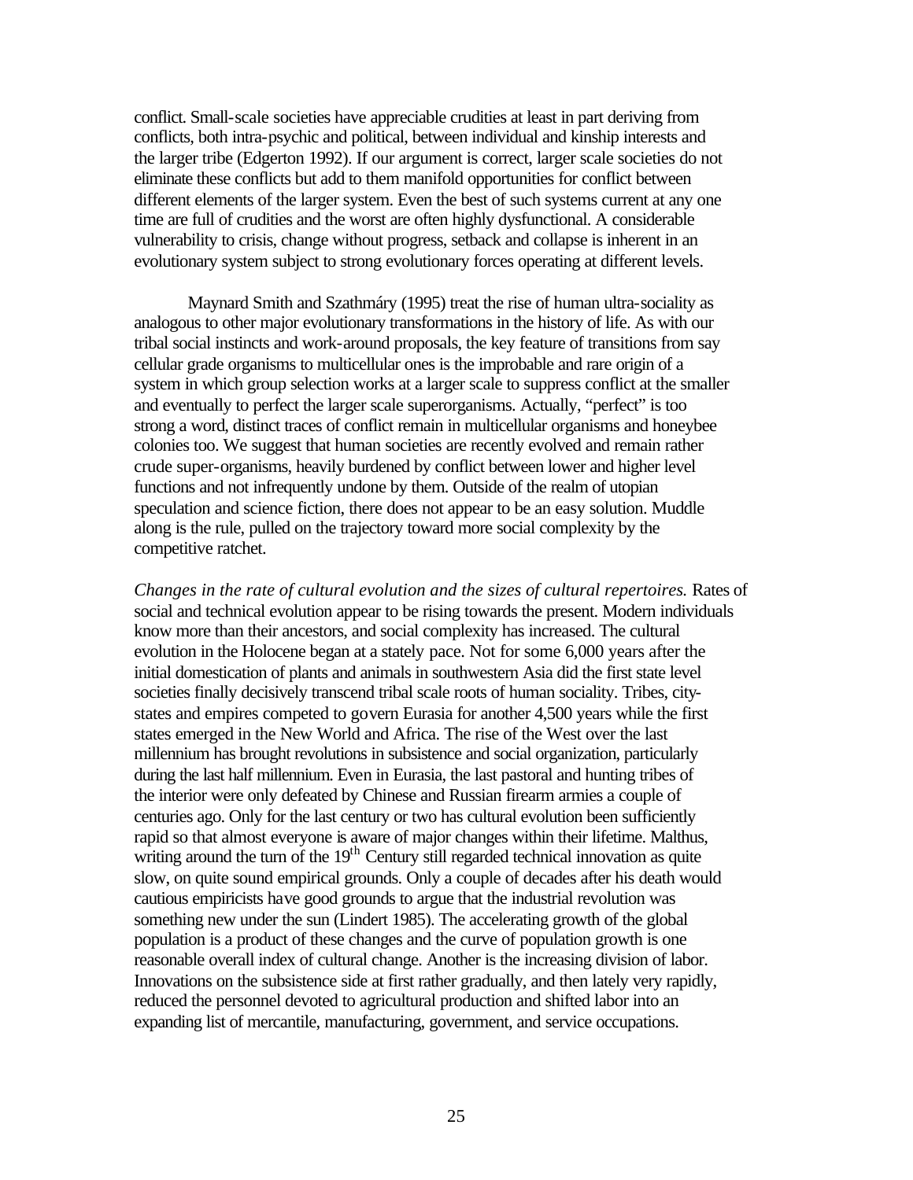conflict. Small-scale societies have appreciable crudities at least in part deriving from conflicts, both intra-psychic and political, between individual and kinship interests and the larger tribe (Edgerton 1992). If our argument is correct, larger scale societies do not eliminate these conflicts but add to them manifold opportunities for conflict between different elements of the larger system. Even the best of such systems current at any one time are full of crudities and the worst are often highly dysfunctional. A considerable vulnerability to crisis, change without progress, setback and collapse is inherent in an evolutionary system subject to strong evolutionary forces operating at different levels.

Maynard Smith and Szathmáry (1995) treat the rise of human ultra-sociality as analogous to other major evolutionary transformations in the history of life. As with our tribal social instincts and work-around proposals, the key feature of transitions from say cellular grade organisms to multicellular ones is the improbable and rare origin of a system in which group selection works at a larger scale to suppress conflict at the smaller and eventually to perfect the larger scale superorganisms. Actually, "perfect" is too strong a word, distinct traces of conflict remain in multicellular organisms and honeybee colonies too. We suggest that human societies are recently evolved and remain rather crude super-organisms, heavily burdened by conflict between lower and higher level functions and not infrequently undone by them. Outside of the realm of utopian speculation and science fiction, there does not appear to be an easy solution. Muddle along is the rule, pulled on the trajectory toward more social complexity by the competitive ratchet.

*Changes in the rate of cultural evolution and the sizes of cultural repertoires.* Rates of social and technical evolution appear to be rising towards the present. Modern individuals know more than their ancestors, and social complexity has increased. The cultural evolution in the Holocene began at a stately pace. Not for some 6,000 years after the initial domestication of plants and animals in southwestern Asia did the first state level societies finally decisively transcend tribal scale roots of human sociality. Tribes, city-states and empires competed to govern Eurasia for another 4,500 years while the first states emerged in the New World and Africa. The rise of the West over the last millennium has brought revolutions in subsistence and social organization, particularly during the last half millennium. Even in Eurasia, the last pastoral and hunting tribes of the interior were only defeated by Chinese and Russian firearm armies a couple of centuries ago. Only for the last century or two has cultural evolution been sufficiently rapid so that almost everyone is aware of major changes within their lifetime. Malthus, writing around the turn of the 19th Century still regarded technical innovation as quite slow, on quite sound empirical grounds. Only a couple of decades after his death would cautious empiricists have good grounds to argue that the industrial revolution was something new under the sun (Lindert 1985). The accelerating growth of the global population is a product of these changes and the curve of population growth is one reasonable overall index of cultural change. Another is the increasing division of labor. Innovations on the subsistence side at first rather gradually, and then lately very rapidly, reduced the personnel devoted to agricultural production and shifted labor into an expanding list of mercantile, manufacturing, government, and service occupations.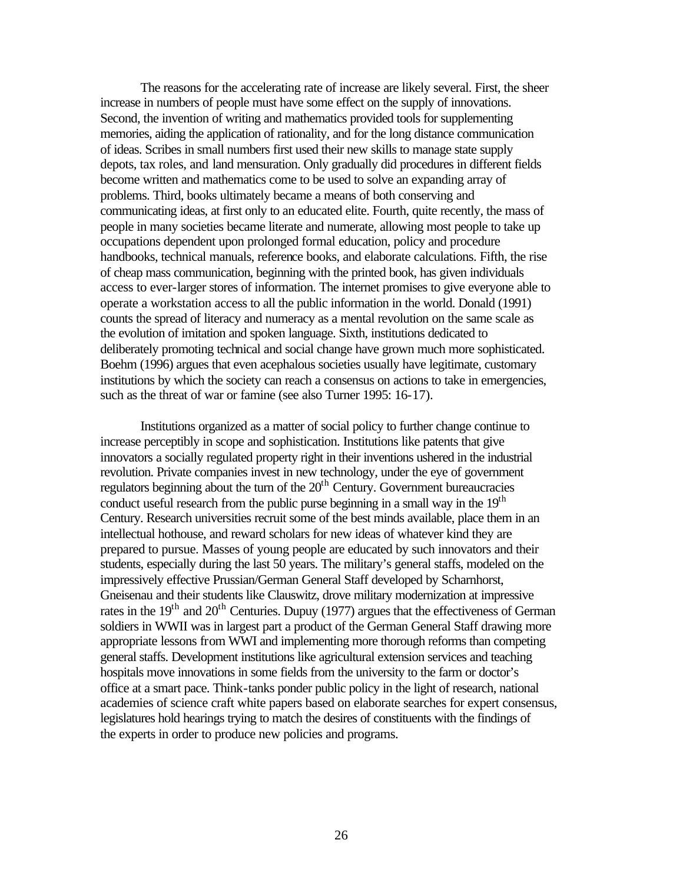The reasons for the accelerating rate of increase are likely several. First, the sheer increase in numbers of people must have some effect on the supply of innovations. Second, the invention of writing and mathematics provided tools for supplementing memories, aiding the application of rationality, and for the long distance communication of ideas. Scribes in small numbers first used their new skills to manage state supply depots, tax roles, and land mensuration. Only gradually did procedures in different fields become written and mathematics come to be used to solve an expanding array of problems. Third, books ultimately became a means of both conserving and communicating ideas, at first only to an educated elite. Fourth, quite recently, the mass of people in many societies became literate and numerate, allowing most people to take up occupations dependent upon prolonged formal education, policy and procedure handbooks, technical manuals, reference books, and elaborate calculations. Fifth, the rise of cheap mass communication, beginning with the printed book, has given individuals access to ever-larger stores of information. The internet promises to give everyone able to operate a workstation access to all the public information in the world. Donald (1991) counts the spread of literacy and numeracy as a mental revolution on the same scale as the evolution of imitation and spoken language. Sixth, institutions dedicated to deliberately promoting technical and social change have grown much more sophisticated. Boehm (1996) argues that even acephalous societies usually have legitimate, customary institutions by which the society can reach a consensus on actions to take in emergencies, such as the threat of war or famine (see also Turner 1995: 16-17).

Institutions organized as a matter of social policy to further change continue to increase perceptibly in scope and sophistication. Institutions like patents that give innovators a socially regulated property right in their inventions ushered in the industrial revolution. Private companies invest in new technology, under the eye of government regulators beginning about the turn of the 20th Century. Government bureaucracies conduct useful research from the public purse beginning in a small way in the 19th Century. Research universities recruit some of the best minds available, place them in an intellectual hothouse, and reward scholars for new ideas of whatever kind they are prepared to pursue. Masses of young people are educated by such innovators and their students, especially during the last 50 years. The military's general staffs, modeled on the impressively effective Prussian/German General Staff developed by Scharnhorst, Gneisenau and their students like Clauswitz, drove military modernization at impressive rates in the 19th and 20th Centuries. Dupuy (1977) argues that the effectiveness of German soldiers in WWII was in largest part a product of the German General Staff drawing more appropriate lessons from WWI and implementing more thorough reforms than competing general staffs. Development institutions like agricultural extension services and teaching hospitals move innovations in some fields from the university to the farm or doctor's office at a smart pace. Think-tanks ponder public policy in the light of research, national academies of science craft white papers based on elaborate searches for expert consensus, legislatures hold hearings trying to match the desires of constituents with the findings of the experts in order to produce new policies and programs.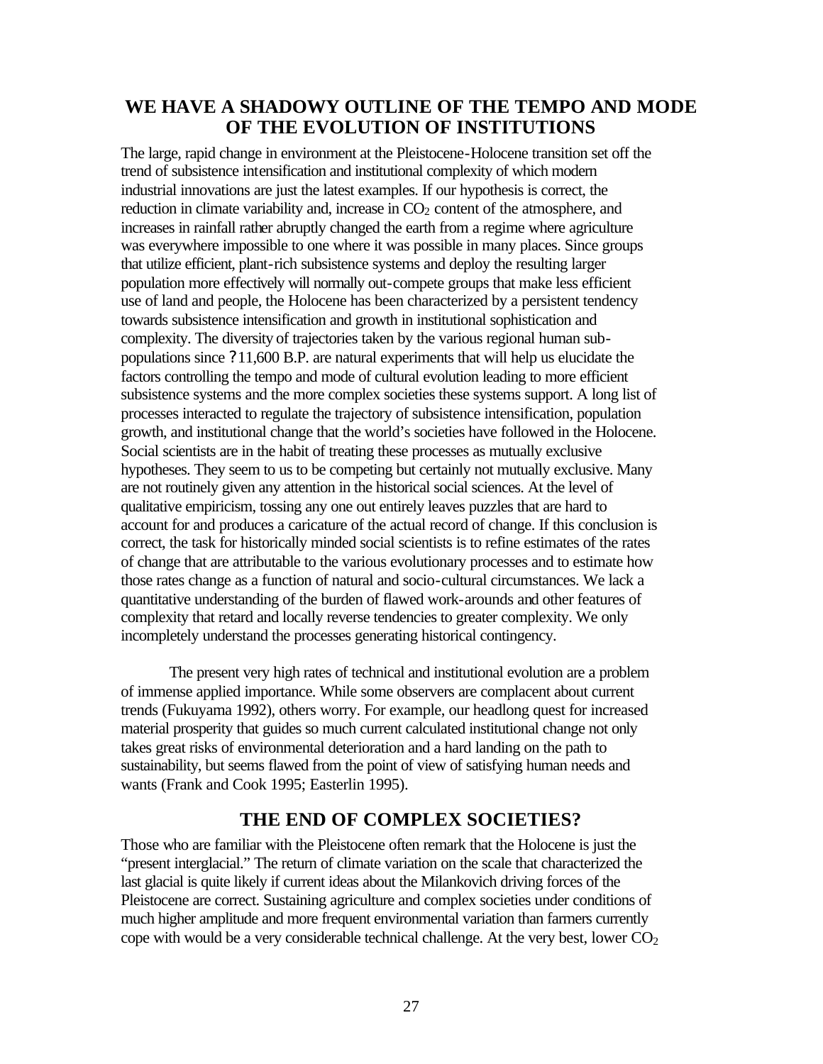## WE HAVE A SHADOWY OUTLINE OF THE TEMPO AND MODE OF THE EVOLUTION OF INSTITUTIONS

The large, rapid change in environment at the Pleistocene-Holocene transition set off the trend of subsistence intensification and institutional complexity of which modern industrial innovations are just the latest examples. If our hypothesis is correct, the reduction in climate variability and, increase in $CO_2$ content of the atmosphere, and increases in rainfall rather abruptly changed the earth from a regime where agriculture was everywhere impossible to one where it was possible in many places. Since groups that utilize efficient, plant-rich subsistence systems and deploy the resulting larger population more effectively will normally out-compete groups that make less efficient use of land and people, the Holocene has been characterized by a persistent tendency towards subsistence intensification and growth in institutional sophistication and complexity. The diversity of trajectories taken by the various regional human sub-populations since ?11,600 B.P. are natural experiments that will help us elucidate the factors controlling the tempo and mode of cultural evolution leading to more efficient subsistence systems and the more complex societies these systems support. A long list of processes interacted to regulate the trajectory of subsistence intensification, population growth, and institutional change that the world's societies have followed in the Holocene. Social scientists are in the habit of treating these processes as mutually exclusive hypotheses. They seem to us to be competing but certainly not mutually exclusive. Many are not routinely given any attention in the historical social sciences. At the level of qualitative empiricism, tossing any one out entirely leaves puzzles that are hard to account for and produces a caricature of the actual record of change. If this conclusion is correct, the task for historically minded social scientists is to refine estimates of the rates of change that are attributable to the various evolutionary processes and to estimate how those rates change as a function of natural and socio-cultural circumstances. We lack a quantitative understanding of the burden of flawed work-arounds and other features of complexity that retard and locally reverse tendencies to greater complexity. We only incompletely understand the processes generating historical contingency.

The present very high rates of technical and institutional evolution are a problem of immense applied importance. While some observers are complacent about current trends (Fukuyama 1992), others worry. For example, our headlong quest for increased material prosperity that guides so much current calculated institutional change not only takes great risks of environmental deterioration and a hard landing on the path to sustainability, but seems flawed from the point of view of satisfying human needs and wants (Frank and Cook 1995; Easterlin 1995).

## THE END OF COMPLEX SOCIETIES?

Those who are familiar with the Pleistocene often remark that the Holocene is just the "present interglacial." The return of climate variation on the scale that characterized the last glacial is quite likely if current ideas about the Milankovich driving forces of the Pleistocene are correct. Sustaining agriculture and complex societies under conditions of much higher amplitude and more frequent environmental variation than farmers currently cope with would be a very considerable technical challenge. At the very best, lower $CO_2$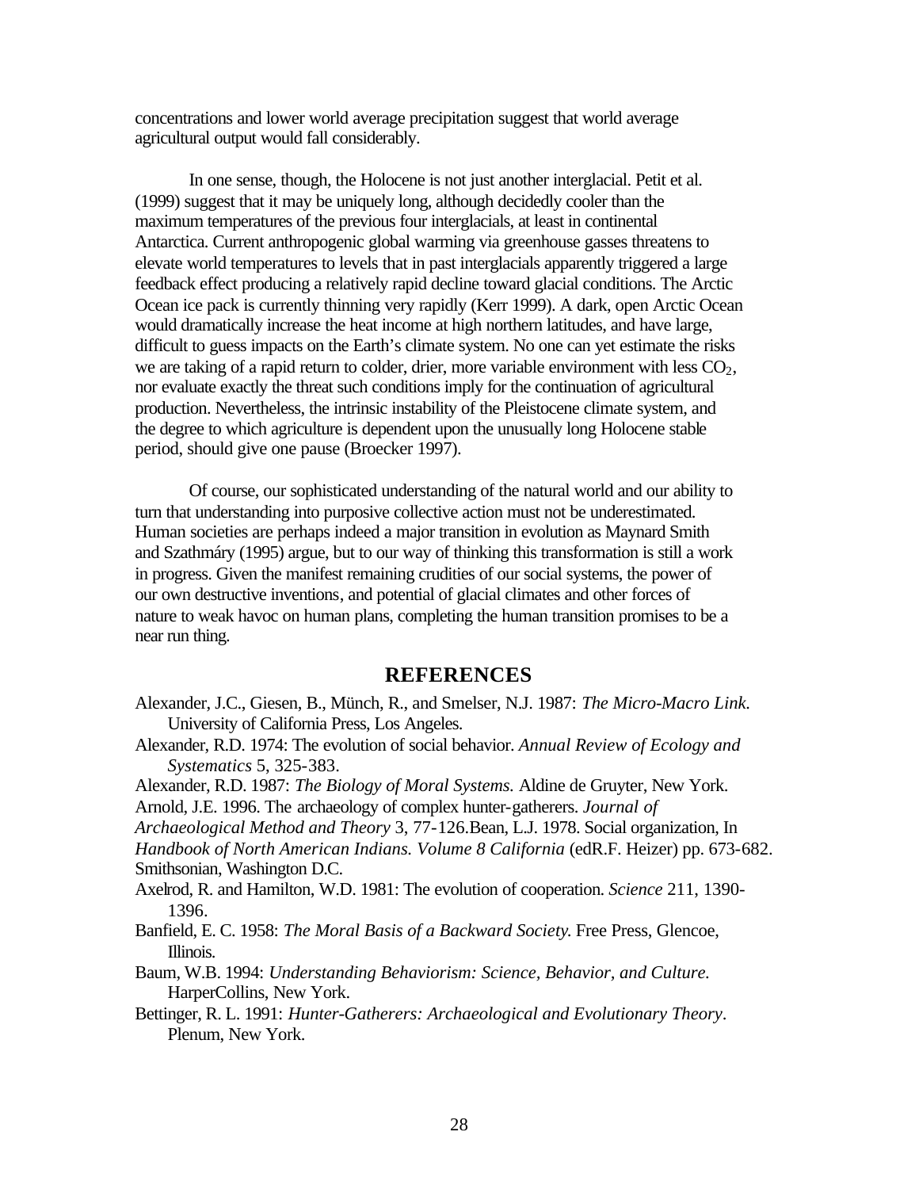concentrations and lower world average precipitation suggest that world average agricultural output would fall considerably.

In one sense, though, the Holocene is not just another interglacial. Petit et al. (1999) suggest that it may be uniquely long, although decidedly cooler than the maximum temperatures of the previous four interglacials, at least in continental Antarctica. Current anthropogenic global warming via greenhouse gasses threatens to elevate world temperatures to levels that in past interglacials apparently triggered a large feedback effect producing a relatively rapid decline toward glacial conditions. The Arctic Ocean ice pack is currently thinning very rapidly (Kerr 1999). A dark, open Arctic Ocean would dramatically increase the heat income at high northern latitudes, and have large, difficult to guess impacts on the Earth's climate system. No one can yet estimate the risks we are taking of a rapid return to colder, drier, more variable environment with less $CO_2$, nor evaluate exactly the threat such conditions imply for the continuation of agricultural production. Nevertheless, the intrinsic instability of the Pleistocene climate system, and the degree to which agriculture is dependent upon the unusually long Holocene stable period, should give one pause (Broecker 1997).

Of course, our sophisticated understanding of the natural world and our ability to turn that understanding into purposive collective action must not be underestimated. Human societies are perhaps indeed a major transition in evolution as Maynard Smith and Szathmáry (1995) argue, but to our way of thinking this transformation is still a work in progress. Given the manifest remaining crudities of our social systems, the power of our own destructive inventions, and potential of glacial climates and other forces of nature to weak havoc on human plans, completing the human transition promises to be a near run thing.

## REFERENCES

Alexander, J.C., Giesen, B., Münch, R., and Smelser, N.J. 1987: *The Micro-Macro Link*. University of California Press, Los Angeles.

Alexander, R.D. 1974: The evolution of social behavior. *Annual Review of Ecology and Systematics* 5, 325-383.

Alexander, R.D. 1987: *The Biology of Moral Systems.* Aldine de Gruyter, New York.

Arnold, J.E. 1996. The archaeology of complex hunter-gatherers. *Journal of Archaeological Method and Theory* 3, 77-126.Bean, L.J. 1978. Social organization, In *Handbook of North American Indians. Volume 8 California* (edR.F. Heizer) pp. 673-682. Smithsonian, Washington D.C.

Axelrod, R. and Hamilton, W.D. 1981: The evolution of cooperation. *Science* 211, 1390-1396.

Banfield, E. C. 1958: *The Moral Basis of a Backward Society.* Free Press, Glencoe, Illinois.

Baum, W.B. 1994: *Understanding Behaviorism: Science, Behavior, and Culture.* HarperCollins, New York.

Bettinger, R. L. 1991: *Hunter-Gatherers: Archaeological and Evolutionary Theory*. Plenum, New York.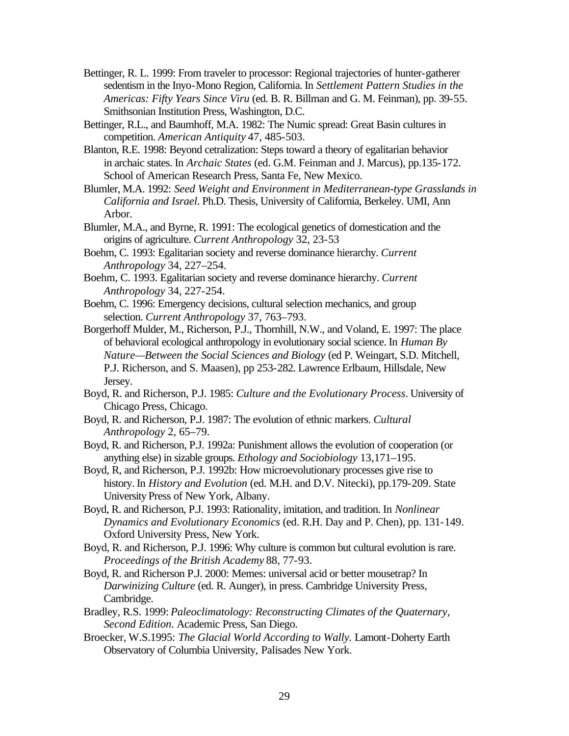Bettinger, R. L. 1999: From traveler to processor: Regional trajectories of hunter-gatherer sedentism in the Inyo-Mono Region, California. In *Settlement Pattern Studies in the Americas: Fifty Years Since Viru* (ed. B. R. Billman and G. M. Feinman), pp. 39-55. Smithsonian Institution Press, Washington, D.C.

Bettinger, R.L., and Baumhoff, M.A. 1982: The Numic spread: Great Basin cultures in competition. *American Antiquity* 47, 485-503.

Blanton, R.E. 1998: Beyond cetralization: Steps toward a theory of egalitarian behavior in archaic states. In *Archaic States* (ed. G.M. Feinman and J. Marcus), pp.135-172. School of American Research Press, Santa Fe, New Mexico.

Blumler, M.A. 1992: *Seed Weight and Environment in Mediterranean-type Grasslands in California and Israel*. Ph.D. Thesis, University of California, Berkeley. UMI, Ann Arbor.

Blumler, M.A., and Byrne, R. 1991: The ecological genetics of domestication and the origins of agriculture. *Current Anthropology* 32, 23-53

Boehm, C. 1993: Egalitarian society and reverse dominance hierarchy. *Current Anthropology* 34, 227–254.

Boehm, C. 1993. Egalitarian society and reverse dominance hierarchy. *Current Anthropology* 34, 227-254.

Boehm, C. 1996: Emergency decisions, cultural selection mechanics, and group selection. *Current Anthropology* 37, 763–793.

Borgerhoff Mulder, M., Richerson, P.J., Thornhill, N.W., and Voland, E. 1997: The place of behavioral ecological anthropology in evolutionary social science. In *Human By Nature—Between the Social Sciences and Biology* (ed P. Weingart, S.D. Mitchell, P.J. Richerson, and S. Maasen), pp 253-282. Lawrence Erlbaum, Hillsdale, New Jersey.

Boyd, R. and Richerson, P.J. 1985: *Culture and the Evolutionary Process*. University of Chicago Press, Chicago.

Boyd, R. and Richerson, P.J. 1987: The evolution of ethnic markers. *Cultural Anthropology* 2, 65–79.

Boyd, R. and Richerson, P.J. 1992a: Punishment allows the evolution of cooperation (or anything else) in sizable groups. *Ethology and Sociobiology* 13,171–195.

Boyd, R, and Richerson, P.J. 1992b: How microevolutionary processes give rise to history. In *History and Evolution* (ed. M.H. and D.V. Nitecki), pp.179-209. State University Press of New York, Albany.

Boyd, R. and Richerson, P.J. 1993: Rationality, imitation, and tradition. In *Nonlinear Dynamics and Evolutionary Economics* (ed. R.H. Day and P. Chen), pp. 131-149. Oxford University Press, New York.

Boyd, R. and Richerson, P.J. 1996: Why culture is common but cultural evolution is rare. *Proceedings of the British Academy* 88, 77-93.

Boyd, R. and Richerson P.J. 2000: Memes: universal acid or better mousetrap? In *Darwinizing Culture* (ed. R. Aunger), in press. Cambridge University Press, Cambridge.

Bradley, R.S. 1999: *Paleoclimatology: Reconstructing Climates of the Quaternary, Second Edition*. Academic Press, San Diego.

Broecker, W.S.1995: *The Glacial World According to Wally.* Lamont-Doherty Earth Observatory of Columbia University, Palisades New York.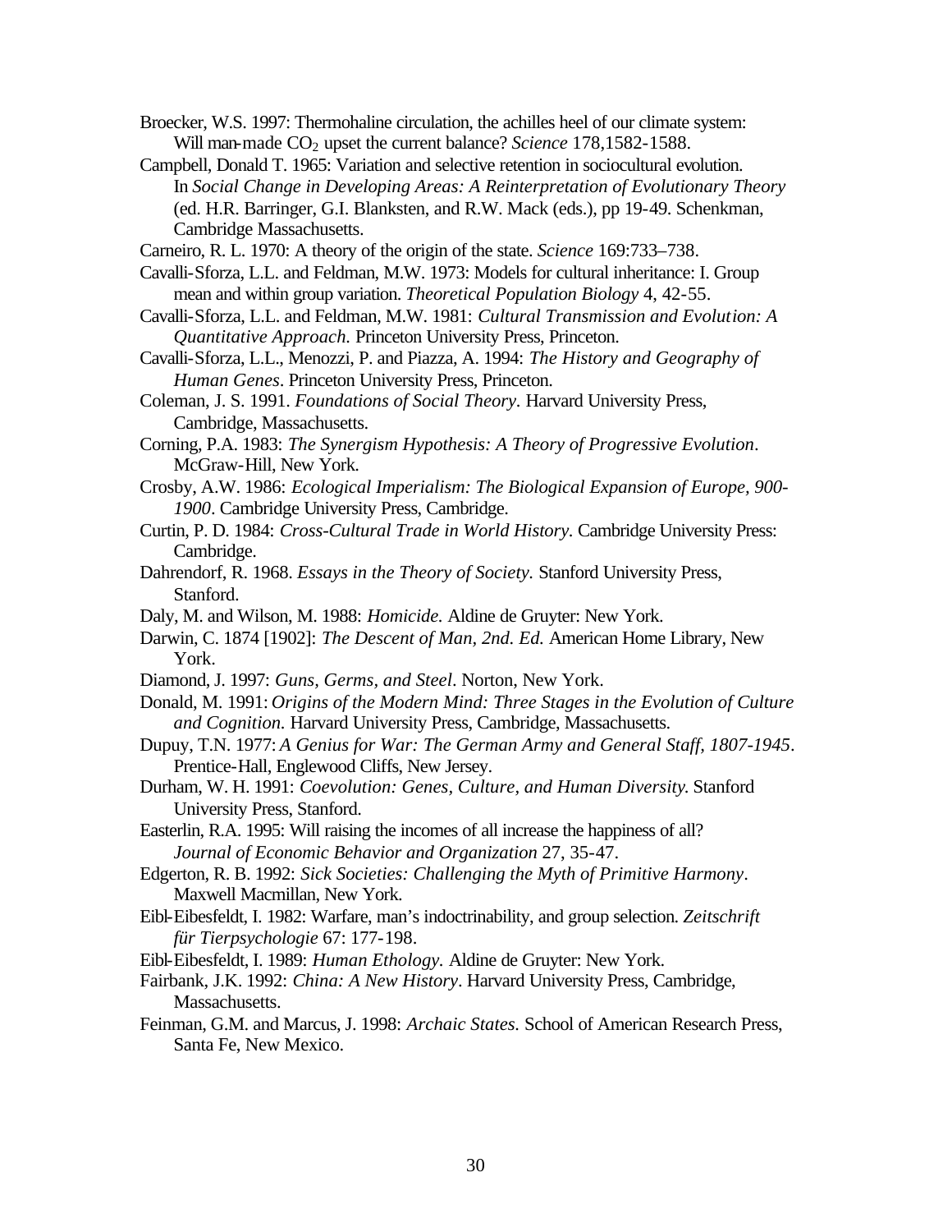Broecker, W.S. 1997: Thermohaline circulation, the achilles heel of our climate system: Will man-made $CO_2$ upset the current balance? *Science* 178,1582-1588.

Campbell, Donald T. 1965: Variation and selective retention in sociocultural evolution. In *Social Change in Developing Areas: A Reinterpretation of Evolutionary Theory* (ed. H.R. Barringer, G.I. Blanksten, and R.W. Mack (eds.), pp 19-49. Schenkman, Cambridge Massachusetts.

Carneiro, R. L. 1970: A theory of the origin of the state. *Science* 169:733–738.

Cavalli-Sforza, L.L. and Feldman, M.W. 1973: Models for cultural inheritance: I. Group mean and within group variation. *Theoretical Population Biology* 4, 42-55.

Cavalli-Sforza, L.L. and Feldman, M.W. 1981: *Cultural Transmission and Evolution: A Quantitative Approach.* Princeton University Press, Princeton.

Cavalli-Sforza, L.L., Menozzi, P. and Piazza, A. 1994: *The History and Geography of Human Genes*. Princeton University Press, Princeton.

Coleman, J. S. 1991. *Foundations of Social Theory.* Harvard University Press, Cambridge, Massachusetts.

Corning, P.A. 1983: *The Synergism Hypothesis: A Theory of Progressive Evolution*. McGraw-Hill, New York.

Crosby, A.W. 1986: *Ecological Imperialism: The Biological Expansion of Europe, 900-1900*. Cambridge University Press, Cambridge.

Curtin, P. D. 1984: *Cross-Cultural Trade in World History.* Cambridge University Press: Cambridge.

Dahrendorf, R. 1968. *Essays in the Theory of Society.* Stanford University Press, Stanford.

Daly, M. and Wilson, M. 1988: *Homicide.* Aldine de Gruyter: New York.

Darwin, C. 1874 [1902]: *The Descent of Man, 2nd. Ed.* American Home Library, New York.

Diamond, J. 1997: *Guns, Germs, and Steel*. Norton, New York.

Donald, M. 1991: *Origins of the Modern Mind: Three Stages in the Evolution of Culture and Cognition.* Harvard University Press, Cambridge, Massachusetts.

Dupuy, T.N. 1977: *A Genius for War: The German Army and General Staff, 1807-1945*. Prentice-Hall, Englewood Cliffs, New Jersey.

Durham, W. H. 1991: *Coevolution: Genes, Culture, and Human Diversity.* Stanford University Press, Stanford.

Easterlin, R.A. 1995: Will raising the incomes of all increase the happiness of all? *Journal of Economic Behavior and Organization* 27, 35-47.

Edgerton, R. B. 1992: *Sick Societies: Challenging the Myth of Primitive Harmony*. Maxwell Macmillan, New York.

Eibl-Eibesfeldt, I. 1982: Warfare, man's indoctrinability, and group selection. *Zeitschrift für Tierpsychologie* 67: 177-198.

Eibl-Eibesfeldt, I. 1989: *Human Ethology.* Aldine de Gruyter: New York.

Fairbank, J.K. 1992: *China: A New History*. Harvard University Press, Cambridge, Massachusetts.

Feinman, G.M. and Marcus, J. 1998: *Archaic States.* School of American Research Press, Santa Fe, New Mexico.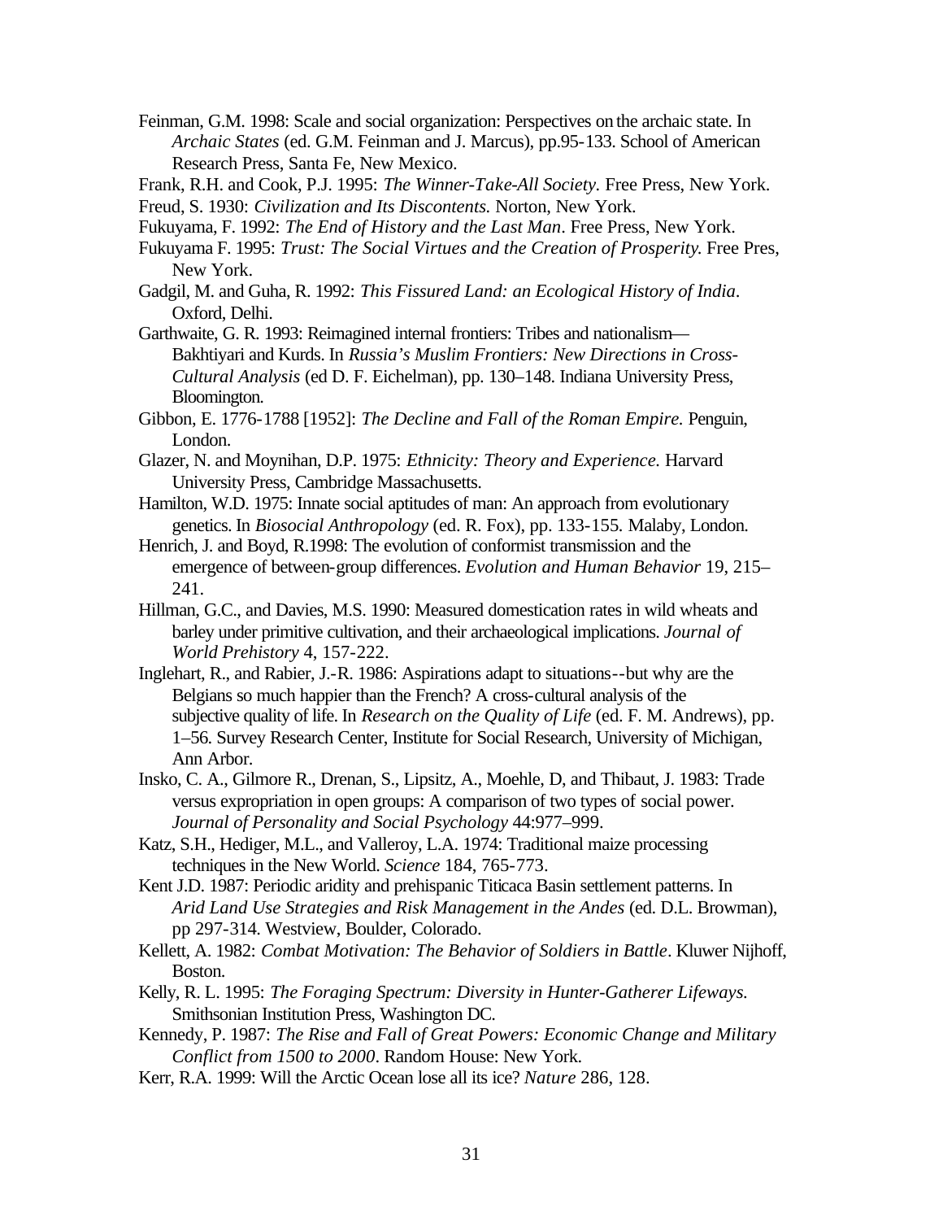Feinman, G.M. 1998: Scale and social organization: Perspectives on the archaic state. In *Archaic States* (ed. G.M. Feinman and J. Marcus), pp.95-133. School of American Research Press, Santa Fe, New Mexico.

Frank, R.H. and Cook, P.J. 1995: *The Winner-Take-All Society.* Free Press, New York.

Freud, S. 1930: *Civilization and Its Discontents.* Norton, New York.

Fukuyama, F. 1992: *The End of History and the Last Man*. Free Press, New York.

Fukuyama F. 1995: *Trust: The Social Virtues and the Creation of Prosperity.* Free Pres, New York.

Gadgil, M. and Guha, R. 1992: *This Fissured Land: an Ecological History of India*. Oxford, Delhi.

Garthwaite, G. R. 1993: Reimagined internal frontiers: Tribes and nationalism—Bakhtiyari and Kurds. In *Russia's Muslim Frontiers: New Directions in Cross-Cultural Analysis* (ed D. F. Eichelman), pp. 130–148. Indiana University Press, Bloomington.

Gibbon, E. 1776-1788 [1952]: *The Decline and Fall of the Roman Empire.* Penguin, London.

Glazer, N. and Moynihan, D.P. 1975: *Ethnicity: Theory and Experience.* Harvard University Press, Cambridge Massachusetts.

Hamilton, W.D. 1975: Innate social aptitudes of man: An approach from evolutionary genetics. In *Biosocial Anthropology* (ed. R. Fox), pp. 133-155. Malaby, London.

Henrich, J. and Boyd, R.1998: The evolution of conformist transmission and the emergence of between-group differences. *Evolution and Human Behavior* 19, 215–241.

Hillman, G.C., and Davies, M.S. 1990: Measured domestication rates in wild wheats and barley under primitive cultivation, and their archaeological implications. *Journal of World Prehistory* 4, 157-222.

Inglehart, R., and Rabier, J.-R. 1986: Aspirations adapt to situations--but why are the Belgians so much happier than the French? A cross-cultural analysis of the subjective quality of life. In *Research on the Quality of Life* (ed. F. M. Andrews), pp. 1–56. Survey Research Center, Institute for Social Research, University of Michigan, Ann Arbor.

Insko, C. A., Gilmore R., Drenan, S., Lipsitz, A., Moehle, D, and Thibaut, J. 1983: Trade versus expropriation in open groups: A comparison of two types of social power. *Journal of Personality and Social Psychology* 44:977–999.

Katz, S.H., Hediger, M.L., and Valleroy, L.A. 1974: Traditional maize processing techniques in the New World. *Science* 184, 765-773.

Kent J.D. 1987: Periodic aridity and prehispanic Titicaca Basin settlement patterns. In *Arid Land Use Strategies and Risk Management in the Andes* (ed. D.L. Browman), pp 297-314. Westview, Boulder, Colorado.

Kellett, A. 1982: *Combat Motivation: The Behavior of Soldiers in Battle*. Kluwer Nijhoff, Boston.

Kelly, R. L. 1995: *The Foraging Spectrum: Diversity in Hunter-Gatherer Lifeways.* Smithsonian Institution Press, Washington DC.

Kennedy, P. 1987: *The Rise and Fall of Great Powers: Economic Change and Military Conflict from 1500 to 2000*. Random House: New York.

Kerr, R.A. 1999: Will the Arctic Ocean lose all its ice? *Nature* 286, 128.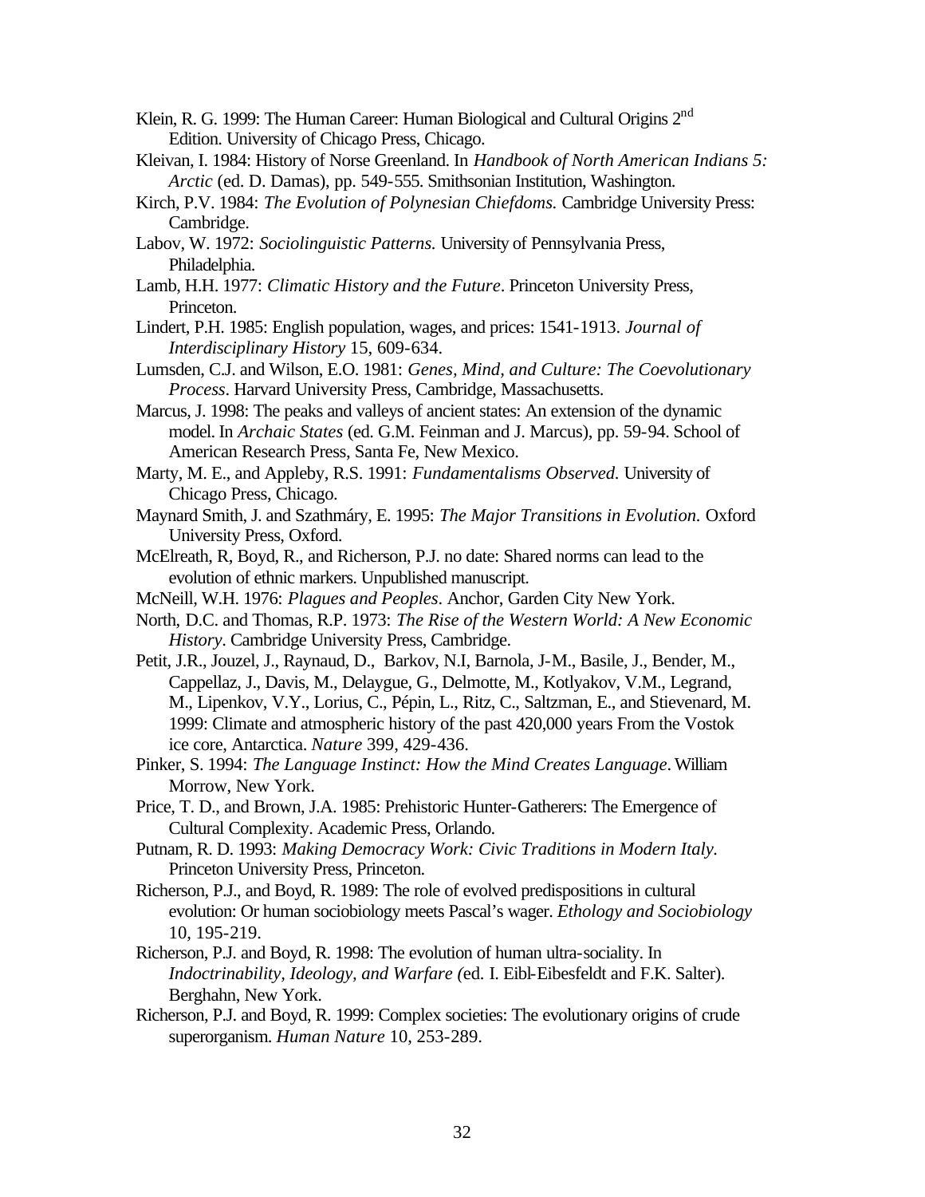Klein, R. G. 1999: The Human Career: Human Biological and Cultural Origins 2nd Edition. University of Chicago Press, Chicago.

Kleivan, I. 1984: History of Norse Greenland. In *Handbook of North American Indians 5: Arctic* (ed. D. Damas), pp. 549-555. Smithsonian Institution, Washington.

Kirch, P.V. 1984: *The Evolution of Polynesian Chiefdoms.* Cambridge University Press: Cambridge.

Labov, W. 1972: *Sociolinguistic Patterns.* University of Pennsylvania Press, Philadelphia.

Lamb, H.H. 1977: *Climatic History and the Future*. Princeton University Press, Princeton.

Lindert, P.H. 1985: English population, wages, and prices: 1541-1913. *Journal of Interdisciplinary History* 15, 609-634.

Lumsden, C.J. and Wilson, E.O. 1981: *Genes, Mind, and Culture: The Coevolutionary Process*. Harvard University Press, Cambridge, Massachusetts.

Marcus, J. 1998: The peaks and valleys of ancient states: An extension of the dynamic model. In *Archaic States* (ed. G.M. Feinman and J. Marcus), pp. 59-94. School of American Research Press, Santa Fe, New Mexico.

Marty, M. E., and Appleby, R.S. 1991: *Fundamentalisms Observed.* University of Chicago Press, Chicago.

Maynard Smith, J. and Szathmáry, E. 1995: *The Major Transitions in Evolution.* Oxford University Press, Oxford.

McElreath, R, Boyd, R., and Richerson, P.J. no date: Shared norms can lead to the evolution of ethnic markers. Unpublished manuscript.

McNeill, W.H. 1976: *Plagues and Peoples*. Anchor, Garden City New York.

North, D.C. and Thomas, R.P. 1973: *The Rise of the Western World: A New Economic History*. Cambridge University Press, Cambridge.

Petit, J.R., Jouzel, J., Raynaud, D., Barkov, N.I, Barnola, J-M., Basile, J., Bender, M., Cappellaz, J., Davis, M., Delaygue, G., Delmotte, M., Kotlyakov, V.M., Legrand, M., Lipenkov, V.Y., Lorius, C., Pépin, L., Ritz, C., Saltzman, E., and Stievenard, M. 1999: Climate and atmospheric history of the past 420,000 years From the Vostok ice core, Antarctica. *Nature* 399, 429-436.

Pinker, S. 1994: *The Language Instinct: How the Mind Creates Language*. William Morrow, New York.

Price, T. D., and Brown, J.A. 1985: Prehistoric Hunter-Gatherers: The Emergence of Cultural Complexity. Academic Press, Orlando.

Putnam, R. D. 1993: *Making Democracy Work: Civic Traditions in Modern Italy.* Princeton University Press, Princeton.

Richerson, P.J., and Boyd, R. 1989: The role of evolved predispositions in cultural evolution: Or human sociobiology meets Pascal's wager. *Ethology and Sociobiology* 10, 195-219.

Richerson, P.J. and Boyd, R. 1998: The evolution of human ultra-sociality. In *Indoctrinability, Ideology, and Warfare (*ed. I. Eibl-Eibesfeldt and F.K. Salter). Berghahn, New York.

Richerson, P.J. and Boyd, R. 1999: Complex societies: The evolutionary origins of crude superorganism. *Human Nature* 10, 253-289.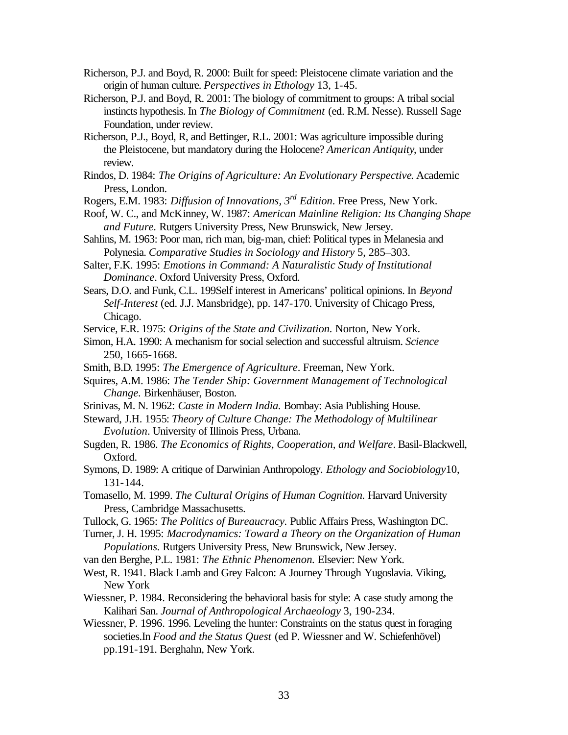Richerson, P.J. and Boyd, R. 2000: Built for speed: Pleistocene climate variation and the origin of human culture. *Perspectives in Ethology* 13, 1-45.

Richerson, P.J. and Boyd, R. 2001: The biology of commitment to groups: A tribal social instincts hypothesis. In *The Biology of Commitment* (ed. R.M. Nesse). Russell Sage Foundation, under review.

Richerson, P.J., Boyd, R, and Bettinger, R.L. 2001: Was agriculture impossible during the Pleistocene, but mandatory during the Holocene? *American Antiquity*, under review.

Rindos, D. 1984: *The Origins of Agriculture: An Evolutionary Perspective*. Academic Press, London.

Rogers, E.M. 1983: *Diffusion of Innovations, 3rd Edition*. Free Press, New York.

Roof, W. C., and McKinney, W. 1987: *American Mainline Religion: Its Changing Shape and Future*. Rutgers University Press, New Brunswick, New Jersey.

Sahlins, M. 1963: Poor man, rich man, big-man, chief: Political types in Melanesia and Polynesia. *Comparative Studies in Sociology and History* 5, 285–303.

Salter, F.K. 1995: *Emotions in Command: A Naturalistic Study of Institutional Dominance*. Oxford University Press, Oxford.

Sears, D.O. and Funk, C.L. 199Self interest in Americans' political opinions. In *Beyond Self-Interest* (ed. J.J. Mansbridge), pp. 147-170. University of Chicago Press, Chicago.

Service, E.R. 1975: *Origins of the State and Civilization.* Norton, New York.

Simon, H.A. 1990: A mechanism for social selection and successful altruism. *Science* 250, 1665-1668.

Smith, B.D. 1995: *The Emergence of Agriculture*. Freeman, New York.

Squires, A.M. 1986: *The Tender Ship: Government Management of Technological Change.* Birkenhäuser, Boston.

Srinivas, M. N. 1962: *Caste in Modern India.* Bombay: Asia Publishing House.

Steward, J.H. 1955: *Theory of Culture Change: The Methodology of Multilinear Evolution*. University of Illinois Press, Urbana.

Sugden, R. 1986. *The Economics of Rights, Cooperation, and Welfare*. Basil-Blackwell, Oxford.

Symons, D. 1989: A critique of Darwinian Anthropology. *Ethology and Sociobiology*10, 131-144.

Tomasello, M. 1999. *The Cultural Origins of Human Cognition.* Harvard University Press, Cambridge Massachusetts.

Tullock, G. 1965: *The Politics of Bureaucracy.* Public Affairs Press, Washington DC.

Turner, J. H. 1995: *Macrodynamics: Toward a Theory on the Organization of Human Populations.* Rutgers University Press, New Brunswick, New Jersey.

van den Berghe, P.L. 1981: *The Ethnic Phenomenon.* Elsevier: New York.

West, R. 1941. Black Lamb and Grey Falcon: A Journey Through Yugoslavia. Viking, New York

Wiessner, P. 1984. Reconsidering the behavioral basis for style: A case study among the Kalihari San. *Journal of Anthropological Archaeology* 3, 190-234.

Wiessner, P. 1996. 1996. Leveling the hunter: Constraints on the status quest in foraging societies.In *Food and the Status Quest* (ed P. Wiessner and W. Schiefenhövel) pp.191-191. Berghahn, New York.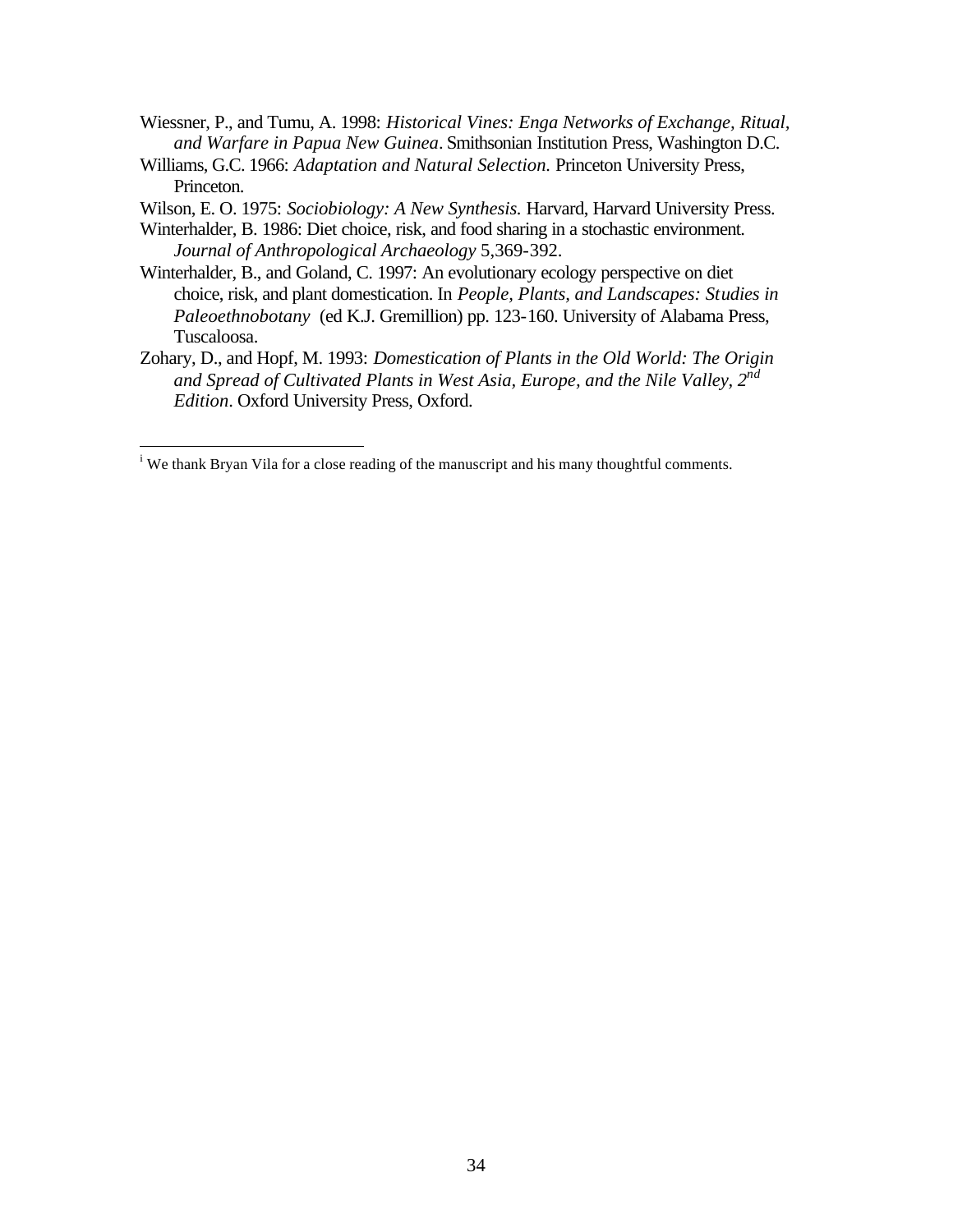Wiessner, P., and Tumu, A. 1998: *Historical Vines: Enga Networks of Exchange, Ritual, and Warfare in Papua New Guinea*. Smithsonian Institution Press, Washington D.C.

Williams, G.C. 1966: *Adaptation and Natural Selection*. Princeton University Press, Princeton.

Wilson, E. O. 1975: *Sociobiology: A New Synthesis.* Harvard, Harvard University Press.

Winterhalder, B. 1986: Diet choice, risk, and food sharing in a stochastic environment. *Journal of Anthropological Archaeology* 5,369-392.

Winterhalder, B., and Goland, C. 1997: An evolutionary ecology perspective on diet choice, risk, and plant domestication. In *People, Plants, and Landscapes: Studies in Paleoethnobotany* (ed K.J. Gremillion) pp. 123-160. University of Alabama Press, Tuscaloosa.

Zohary, D., and Hopf, M. 1993: *Domestication of Plants in the Old World: The Origin and Spread of Cultivated Plants in West Asia, Europe, and the Nile Valley, 2nd Edition*. Oxford University Press, Oxford.

---

[i] We thank Bryan Vila for a close reading of the manuscript and his many thoughtful comments.